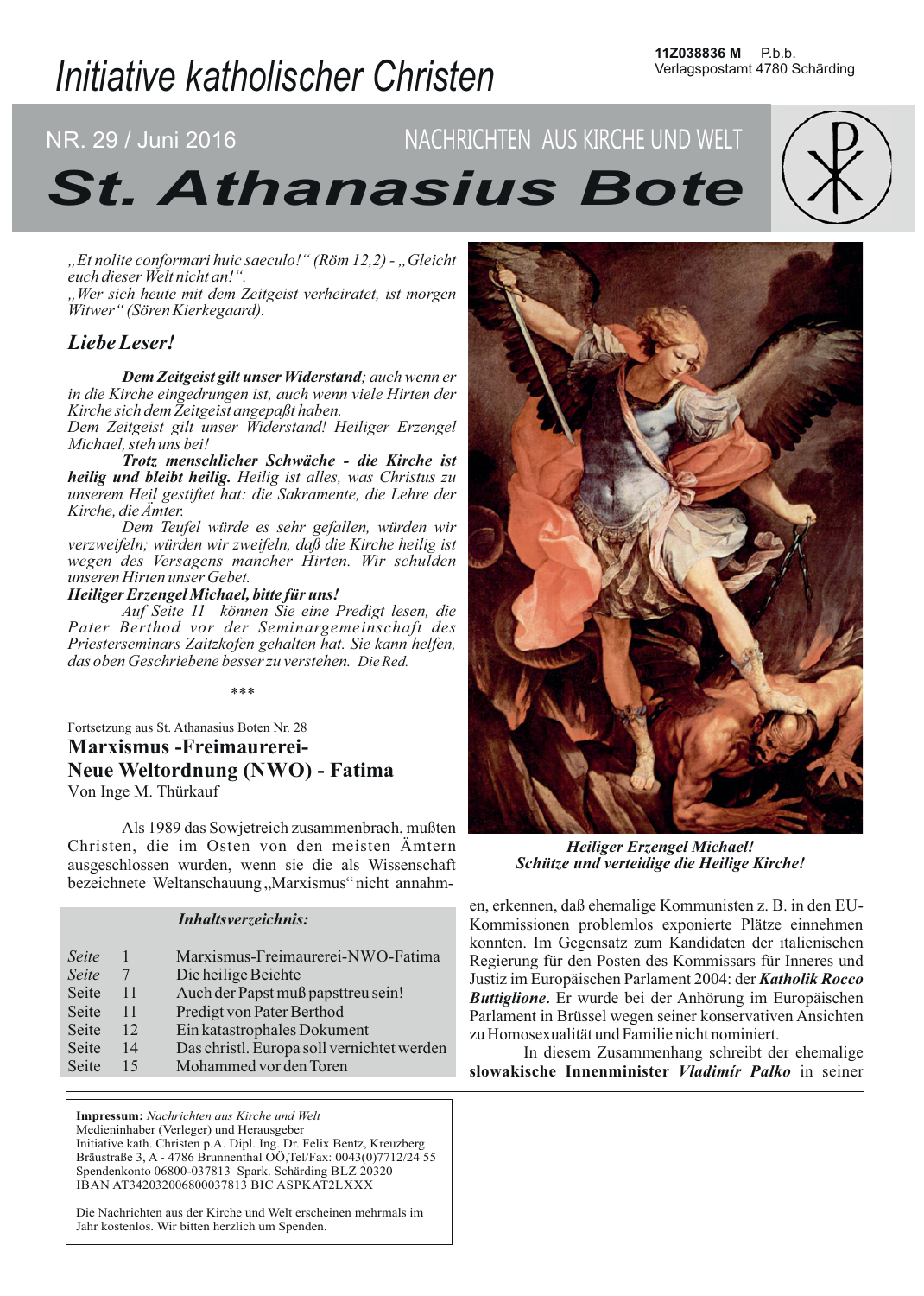Initiative katholischer Christen

11Z038836 M P.b.b.
Verlagspostamt 4780 Schärding

NR. 29 / Juni 2016

NACHRICHTEN AUS KIRCHE UND WELT

# St. Athanasius Bote

*„Et nolite conformari huic saeculo!" (Röm 12,2) - „Gleicht euch dieser Welt nicht an!".*
*„Wer sich heute mit dem Zeitgeist verheiratet, ist morgen Witwer" (Sören Kierkegaard).*

## *Liebe Leser!*

***Dem Zeitgeist gilt unser Widerstand****; auch wenn er in die Kirche eingedrungen ist, auch wenn viele Hirten der Kirche sich dem Zeitgeist angepaßt haben.*
*Dem Zeitgeist gilt unser Widerstand! Heiliger Erzengel Michael, steh uns bei!*

***Trotz menschlicher Schwäche - die Kirche ist heilig und bleibt heilig.*** *Heilig ist alles, was Christus zu unserem Heil gestiftet hat: die Sakramente, die Lehre der Kirche, die Ämter.*

*Dem Teufel würde es sehr gefallen, würden wir verzweifeln; würden wir zweifeln, daß die Kirche heilig ist wegen des Versagens mancher Hirten. Wir schulden unseren Hirten unser Gebet.*

***Heiliger Erzengel Michael, bitte für uns!***

*Auf Seite 11 können Sie eine Predigt lesen, die Pater Berthod vor der Seminargemeinschaft des Priesterseminars Zaitzkofen gehalten hat. Sie kann helfen, das oben Geschriebene besser zu verstehen. Die Red.*

\*\*\*

***Heiliger Erzengel Michael!***
***Schütze und verteidige die Heilige Kirche!***

Fortsetzung aus St. Athanasius Boten Nr. 28

## Marxismus -Freimaurerei- Neue Weltordnung (NWO) - Fatima

Von Inge M. Thürkauf

Als 1989 das Sowjetreich zusammenbrach, mußten Christen, die im Osten von den meisten Ämtern ausgeschlossen wurden, wenn sie die als Wissenschaft bezeichnete Weltanschauung „Marxismus" nicht annahmen, erkennen, daß ehemalige Kommunisten z. B. in den EU-Kommissionen problemlos exponierte Plätze einnehmen konnten. Im Gegensatz zum Kandidaten der italienischen Regierung für den Posten des Kommissars für Inneres und Justiz im Europäischen Parlament 2004: der ***Katholik Rocco Buttiglione***. Er wurde bei der Anhörung im Europäischen Parlament in Brüssel wegen seiner konservativen Ansichten zu Homosexualität und Familie nicht nominiert.

In diesem Zusammenhang schreibt der ehemalige **slowakische Innenminister *Vladimír Palko*** in seiner

***Inhaltsverzeichnis:***

| | | |
|---|---|---|
| *Seite* | 1 | Marxismus-Freimaurerei-NWO-Fatima |
| *Seite* | 7 | Die heilige Beichte |
| Seite | 11 | Auch der Papst muß papsttreu sein! |
| Seite | 11 | Predigt von Pater Berthod |
| Seite | 12 | Ein katastrophales Dokument |
| Seite | 14 | Das christl. Europa soll vernichtet werden |
| Seite | 15 | Mohammed vor den Toren |

**Impressum:** *Nachrichten aus Kirche und Welt*
Medieninhaber (Verleger) und Herausgeber
Initiative kath. Christen p.A. Dipl. Ing. Dr. Felix Bentz, Kreuzberg
Bräustraße 3, A - 4786 Brunnenthal OÖ,Tel/Fax: 0043(0)7712/24 55
Spendenkonto 06800-037813 Spark. Schärding BLZ 20320
IBAN AT342032006800037813 BIC ASPKAT2LXXX

Die Nachrichten aus der Kirche und Welt erscheinen mehrmals im Jahr kostenlos. Wir bitten herzlich um Spenden.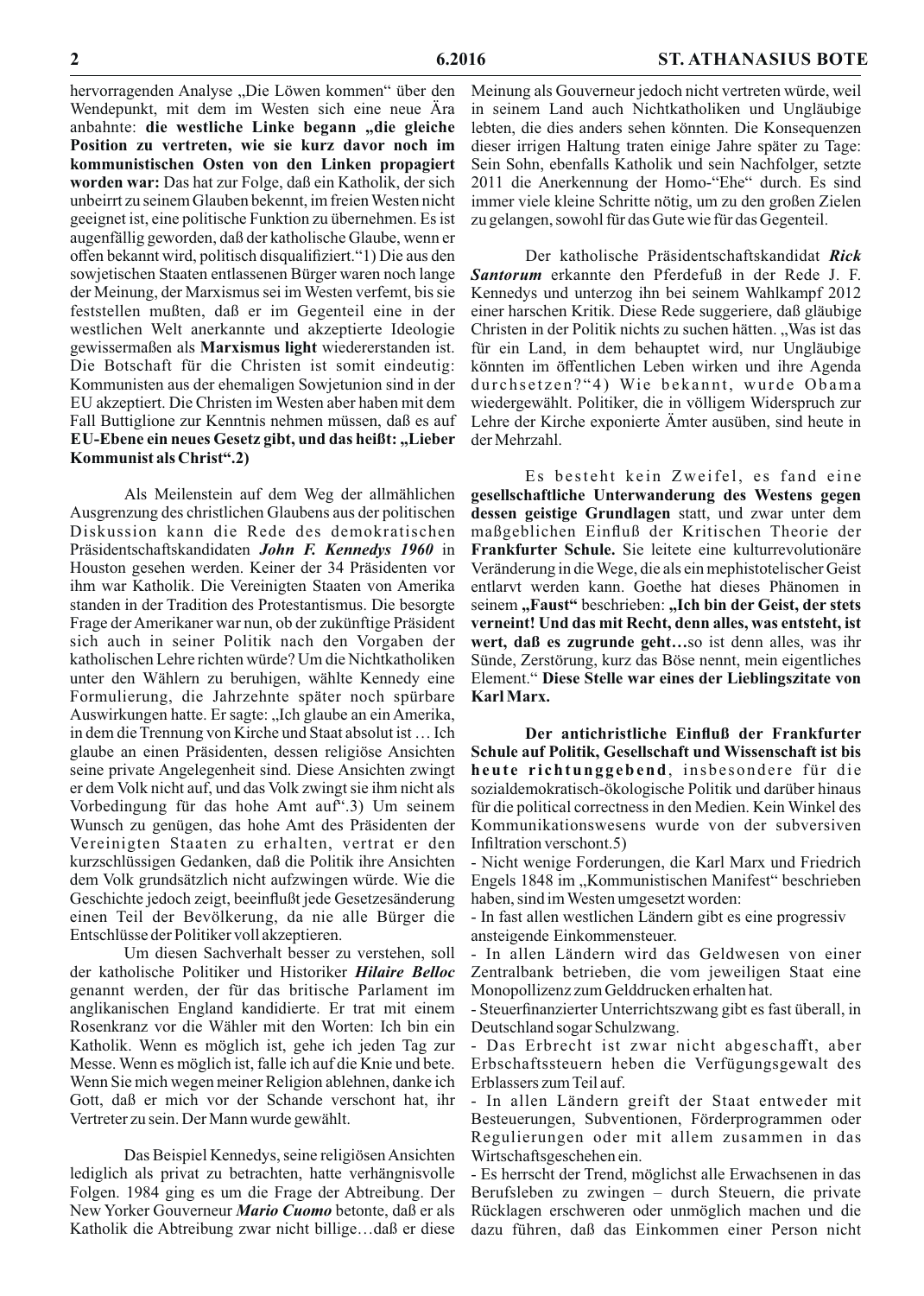hervorragenden Analyse „Die Löwen kommen" über den Wendepunkt, mit dem im Westen sich eine neue Ära anbahnte: **die westliche Linke begann „die gleiche Position zu vertreten, wie sie kurz davor noch im kommunistischen Osten von den Linken propagiert worden war:** Das hat zur Folge, daß ein Katholik, der sich unbeirrt zu seinem Glauben bekennt, im freien Westen nicht geeignet ist, eine politische Funktion zu übernehmen. Es ist augenfällig geworden, daß der katholische Glaube, wenn er offen bekannt wird, politisch disqualifiziert."1) Die aus den sowjetischen Staaten entlassenen Bürger waren noch lange der Meinung, der Marxismus sei im Westen verfemt, bis sie feststellen mußten, daß er im Gegenteil eine in der westlichen Welt anerkannte und akzeptierte Ideologie gewissermaßen als **Marxismus light** wiedererstanden ist. Die Botschaft für die Christen ist somit eindeutig: Kommunisten aus der ehemaligen Sowjetunion sind in der EU akzeptiert. Die Christen im Westen aber haben mit dem Fall Buttiglione zur Kenntnis nehmen müssen, daß es auf **EU-Ebene ein neues Gesetz gibt, und das heißt: „Lieber Kommunist als Christ".2)**

Als Meilenstein auf dem Weg der allmählichen Ausgrenzung des christlichen Glaubens aus der politischen Diskussion kann die Rede des demokratischen Präsidentschaftskandidaten ***John F. Kennedys 1960*** in Houston gesehen werden. Keiner der 34 Präsidenten vor ihm war Katholik. Die Vereinigten Staaten von Amerika standen in der Tradition des Protestantismus. Die besorgte Frage der Amerikaner war nun, ob der zukünftige Präsident sich auch in seiner Politik nach den Vorgaben der katholischen Lehre richten würde? Um die Nichtkatholiken unter den Wählern zu beruhigen, wählte Kennedy eine Formulierung, die Jahrzehnte später noch spürbare Auswirkungen hatte. Er sagte: „Ich glaube an ein Amerika, in dem die Trennung von Kirche und Staat absolut ist … Ich glaube an einen Präsidenten, dessen religiöse Ansichten seine private Angelegenheit sind. Diese Ansichten zwingt er dem Volk nicht auf, und das Volk zwingt sie ihm nicht als Vorbedingung für das hohe Amt auf".3) Um seinem Wunsch zu genügen, das hohe Amt des Präsidenten der Vereinigten Staaten zu erhalten, vertrat er den kurzschlüssigen Gedanken, daß die Politik ihre Ansichten dem Volk grundsätzlich nicht aufzwingen würde. Wie die Geschichte jedoch zeigt, beeinflußt jede Gesetzesänderung einen Teil der Bevölkerung, da nie alle Bürger die Entschlüsse der Politiker voll akzeptieren.

Um diesen Sachverhalt besser zu verstehen, soll der katholische Politiker und Historiker ***Hilaire Belloc*** genannt werden, der für das britische Parlament im anglikanischen England kandidierte. Er trat mit einem Rosenkranz vor die Wähler mit den Worten: Ich bin ein Katholik. Wenn es möglich ist, gehe ich jeden Tag zur Messe. Wenn es möglich ist, falle ich auf die Knie und bete. Wenn Sie mich wegen meiner Religion ablehnen, danke ich Gott, daß er mich vor der Schande verschont hat, ihr Vertreter zu sein. Der Mann wurde gewählt.

Das Beispiel Kennedys, seine religiösen Ansichten lediglich als privat zu betrachten, hatte verhängnisvolle Folgen. 1984 ging es um die Frage der Abtreibung. Der New Yorker Gouverneur ***Mario Cuomo*** betonte, daß er als Katholik die Abtreibung zwar nicht billige…daß er diese Meinung als Gouverneur jedoch nicht vertreten würde, weil in seinem Land auch Nichtkatholiken und Ungläubige lebten, die dies anders sehen könnten. Die Konsequenzen dieser irrigen Haltung traten einige Jahre später zu Tage: Sein Sohn, ebenfalls Katholik und sein Nachfolger, setzte 2011 die Anerkennung der Homo-"Ehe" durch. Es sind immer viele kleine Schritte nötig, um zu den großen Zielen zu gelangen, sowohl für das Gute wie für das Gegenteil.

Der katholische Präsidentschaftskandidat ***Rick Santorum*** erkannte den Pferdefuß in der Rede J. F. Kennedys und unterzog ihn bei seinem Wahlkampf 2012 einer harschen Kritik. Diese Rede suggeriere, daß gläubige Christen in der Politik nichts zu suchen hätten. „Was ist das für ein Land, in dem behauptet wird, nur Ungläubige könnten im öffentlichen Leben wirken und ihre Agenda durchsetzen?"4) Wie bekannt, wurde Obama wiedergewählt. Politiker, die in völligem Widerspruch zur Lehre der Kirche exponierte Ämter ausüben, sind heute in der Mehrzahl.

Es besteht kein Zweifel, es fand eine **gesellschaftliche Unterwanderung des Westens gegen dessen geistige Grundlagen** statt, und zwar unter dem maßgeblichen Einfluß der Kritischen Theorie der **Frankfurter Schule.** Sie leitete eine kulturrevolutionäre Veränderung in die Wege, die als ein mephistotelischer Geist entlarvt werden kann. Goethe hat dieses Phänomen in seinem **„Faust"** beschrieben: **„Ich bin der Geist, der stets verneint! Und das mit Recht, denn alles, was entsteht, ist wert, daß es zugrunde geht…**so ist denn alles, was ihr Sünde, Zerstörung, kurz das Böse nennt, mein eigentliches Element." **Diese Stelle war eines der Lieblingszitate von Karl Marx.**

**Der antichristliche Einfluß der Frankfurter Schule auf Politik, Gesellschaft und Wissenschaft ist bis heute richtunggebend**, insbesondere für die sozialdemokratisch-ökologische Politik und darüber hinaus für die political correctness in den Medien. Kein Winkel des Kommunikationswesens wurde von der subversiven Infiltration verschont.5)

- Nicht wenige Forderungen, die Karl Marx und Friedrich Engels 1848 im „Kommunistischen Manifest" beschrieben haben, sind im Westen umgesetzt worden:
- In fast allen westlichen Ländern gibt es eine progressiv ansteigende Einkommensteuer.
- In allen Ländern wird das Geldwesen von einer Zentralbank betrieben, die vom jeweiligen Staat eine Monopollizenz zum Gelddrucken erhalten hat.
- Steuerfinanzierter Unterrichtszwang gibt es fast überall, in Deutschland sogar Schulzwang.
- Das Erbrecht ist zwar nicht abgeschafft, aber Erbschaftssteuern heben die Verfügungsgewalt des Erblassers zum Teil auf.
- In allen Ländern greift der Staat entweder mit Besteuerungen, Subventionen, Förderprogrammen oder Regulierungen oder mit allem zusammen in das Wirtschaftsgeschehen ein.
- Es herrscht der Trend, möglichst alle Erwachsenen in das Berufsleben zu zwingen – durch Steuern, die private Rücklagen erschweren oder unmöglich machen und die dazu führen, daß das Einkommen einer Person nicht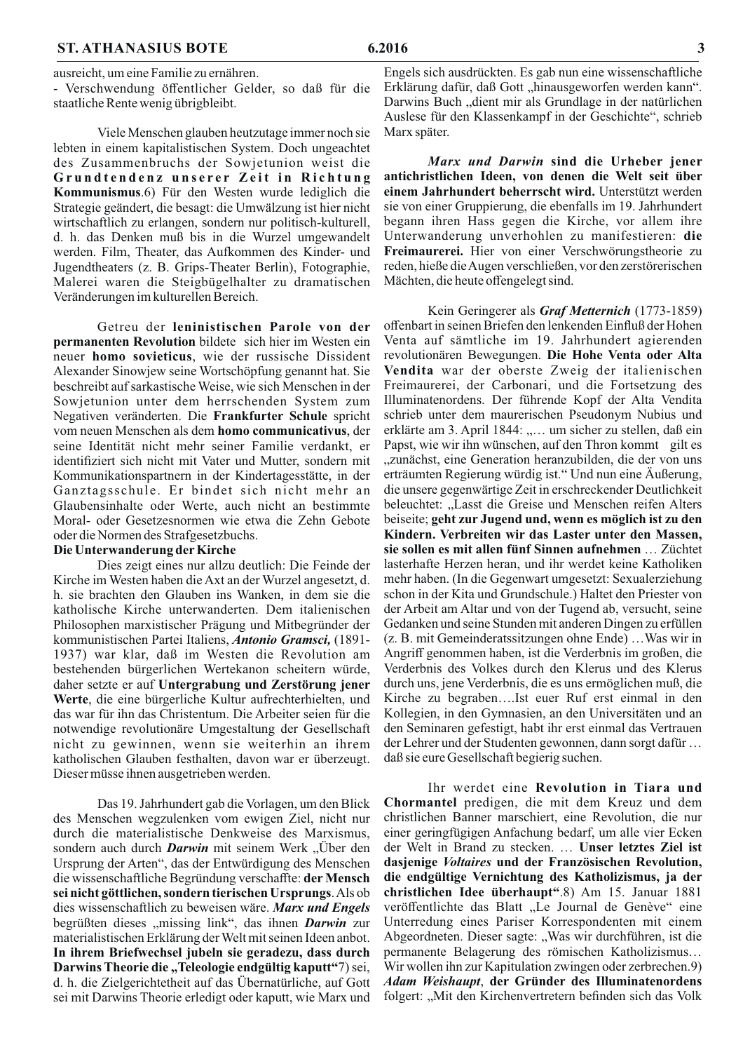ausreicht, um eine Familie zu ernähren.
- Verschwendung öffentlicher Gelder, so daß für die staatliche Rente wenig übrigbleibt.

Viele Menschen glauben heutzutage immer noch sie lebten in einem kapitalistischen System. Doch ungeachtet des Zusammenbruchs der Sowjetunion weist die **Grundtendenz unserer Zeit in Richtung Kommunismus**.6) Für den Westen wurde lediglich die Strategie geändert, die besagt: die Umwälzung ist hier nicht wirtschaftlich zu erlangen, sondern nur politisch-kulturell, d. h. das Denken muß bis in die Wurzel umgewandelt werden. Film, Theater, das Aufkommen des Kinder- und Jugendtheaters (z. B. Grips-Theater Berlin), Fotographie, Malerei waren die Steigbügelhalter zu dramatischen Veränderungen im kulturellen Bereich.

Getreu der **leninistischen Parole von der permanenten Revolution** bildete sich hier im Westen ein neuer **homo sovieticus**, wie der russische Dissident Alexander Sinowjew seine Wortschöpfung genannt hat. Sie beschreibt auf sarkastische Weise, wie sich Menschen in der Sowjetunion unter dem herrschenden System zum Negativen veränderten. Die **Frankfurter Schule** spricht vom neuen Menschen als dem **homo communicativus**, der seine Identität nicht mehr seiner Familie verdankt, er identifiziert sich nicht mit Vater und Mutter, sondern mit Kommunikationspartnern in der Kindertagesstätte, in der Ganztagsschule. Er bindet sich nicht mehr an Glaubensinhalte oder Werte, auch nicht an bestimmte Moral- oder Gesetzesnormen wie etwa die Zehn Gebote oder die Normen des Strafgesetzbuchs.

**Die Unterwanderung der Kirche**

Dies zeigt eines nur allzu deutlich: Die Feinde der Kirche im Westen haben die Axt an der Wurzel angesetzt, d. h. sie brachten den Glauben ins Wanken, in dem sie die katholische Kirche unterwanderten. Dem italienischen Philosophen marxistischer Prägung und Mitbegründer der kommunistischen Partei Italiens, ***Antonio Gramsci,*** (1891-1937) war klar, daß im Westen die Revolution am bestehenden bürgerlichen Wertekanon scheitern würde, daher setzte er auf **Untergrabung und Zerstörung jener Werte**, die eine bürgerliche Kultur aufrechterhielten, und das war für ihn das Christentum. Die Arbeiter seien für die notwendige revolutionäre Umgestaltung der Gesellschaft nicht zu gewinnen, wenn sie weiterhin an ihrem katholischen Glauben festhalten, davon war er überzeugt. Dieser müsse ihnen ausgetrieben werden.

Das 19. Jahrhundert gab die Vorlagen, um den Blick des Menschen wegzulenken vom ewigen Ziel, nicht nur durch die materialistische Denkweise des Marxismus, sondern auch durch ***Darwin*** mit seinem Werk „Über den Ursprung der Arten", das der Entwürdigung des Menschen die wissenschaftliche Begründung verschaffte: **der Mensch sei nicht göttlichen, sondern tierischen Ursprungs**. Als ob dies wissenschaftlich zu beweisen wäre. ***Marx und Engels*** begrüßten dieses „missing link", das ihnen ***Darwin*** zur materialistischen Erklärung der Welt mit seinen Ideen anbot. **In ihrem Briefwechsel jubeln sie geradezu, dass durch Darwins Theorie die „Teleologie endgültig kaputt"**7) sei, d. h. die Zielgerichtetheit auf das Übernatürliche, auf Gott sei mit Darwins Theorie erledigt oder kaputt, wie Marx und Engels sich ausdrückten. Es gab nun eine wissenschaftliche Erklärung dafür, daß Gott „hinausgeworfen werden kann". Darwins Buch „dient mir als Grundlage in der natürlichen Auslese für den Klassenkampf in der Geschichte", schrieb Marx später.

***Marx und Darwin*** **sind die Urheber jener antichristlichen Ideen, von denen die Welt seit über einem Jahrhundert beherrscht wird.** Unterstützt werden sie von einer Gruppierung, die ebenfalls im 19. Jahrhundert begann ihren Hass gegen die Kirche, vor allem ihre Unterwanderung unverhohlen zu manifestieren: **die Freimaurerei.** Hier von einer Verschwörungstheorie zu reden, hieße die Augen verschließen, vor den zerstörerischen Mächten, die heute offengelegt sind.

Kein Geringerer als ***Graf Metternich*** (1773-1859) offenbart in seinen Briefen den lenkenden Einfluß der Hohen Venta auf sämtliche im 19. Jahrhundert agierenden revolutionären Bewegungen. **Die Hohe Venta oder Alta Vendita** war der oberste Zweig der italienischen Freimaurerei, der Carbonari, und die Fortsetzung des Illuminatenordens. Der führende Kopf der Alta Vendita schrieb unter dem maurerischen Pseudonym Nubius und erklärte am 3. April 1844: „,… um sicher zu stellen, daß ein Papst, wie wir ihn wünschen, auf den Thron kommt gilt es „zunächst, eine Generation heranzubilden, die der von uns erträumten Regierung würdig ist." Und nun eine Äußerung, die unsere gegenwärtige Zeit in erschreckender Deutlichkeit beleuchtet: „Lasst die Greise und Menschen reifen Alters beiseite; **geht zur Jugend und, wenn es möglich ist zu den Kindern. Verbreiten wir das Laster unter den Massen, sie sollen es mit allen fünf Sinnen aufnehmen** … Züchtet lasterhafte Herzen heran, und ihr werdet keine Katholiken mehr haben. (In die Gegenwart umgesetzt: Sexualerziehung schon in der Kita und Grundschule.) Haltet den Priester von der Arbeit am Altar und von der Tugend ab, versucht, seine Gedanken und seine Stunden mit anderen Dingen zu erfüllen (z. B. mit Gemeinderatssitzungen ohne Ende) …Was wir in Angriff genommen haben, ist die Verderbnis im großen, die Verderbnis des Volkes durch den Klerus und des Klerus durch uns, jene Verderbnis, die es uns ermöglichen muß, die Kirche zu begraben….Ist euer Ruf erst einmal in den Kollegien, in den Gymnasien, an den Universitäten und an den Seminaren gefestigt, habt ihr erst einmal das Vertrauen der Lehrer und der Studenten gewonnen, dann sorgt dafür … daß sie eure Gesellschaft begierig suchen.

Ihr werdet eine **Revolution in Tiara und Chormantel** predigen, die mit dem Kreuz und dem christlichen Banner marschiert, eine Revolution, die nur einer geringfügigen Anfachung bedarf, um alle vier Ecken der Welt in Brand zu stecken. … **Unser letztes Ziel ist dasjenige *Voltaires* und der Französischen Revolution, die endgültige Vernichtung des Katholizismus, ja der christlichen Idee überhaupt"**.8) Am 15. Januar 1881 veröffentlichte das Blatt „Le Journal de Genève" eine Unterredung eines Pariser Korrespondenten mit einem Abgeordneten. Dieser sagte: „Was wir durchführen, ist die permanente Belagerung des römischen Katholizismus… Wir wollen ihn zur Kapitulation zwingen oder zerbrechen.9) ***Adam Weishaupt***, **der Gründer des Illuminatenordens** folgert: „Mit den Kirchenvertretern befinden sich das Volk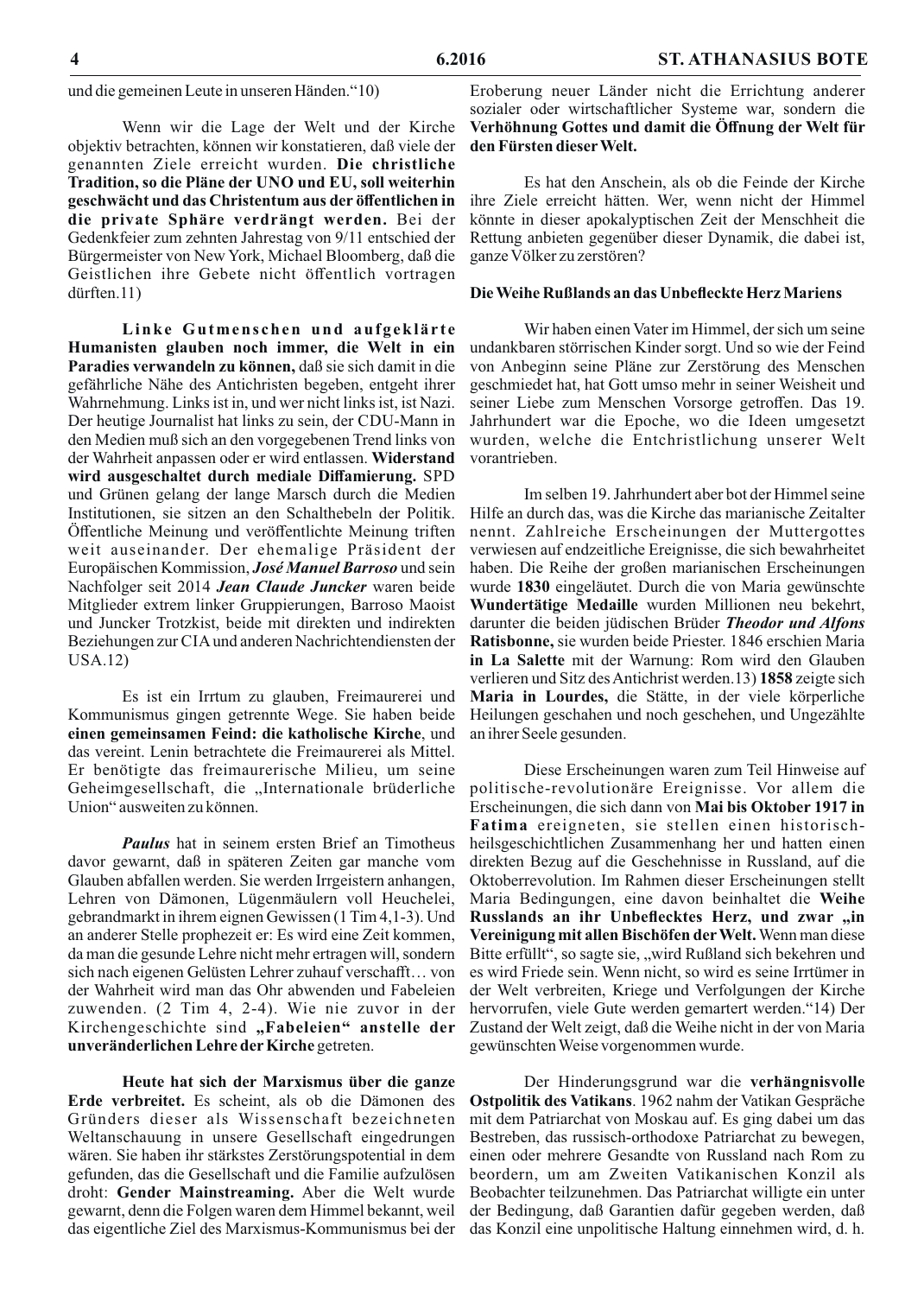und die gemeinen Leute in unseren Händen."10)

Wenn wir die Lage der Welt und der Kirche objektiv betrachten, können wir konstatieren, daß viele der genannten Ziele erreicht wurden. **Die christliche Tradition, so die Pläne der UNO und EU, soll weiterhin geschwächt und das Christentum aus der öffentlichen in die private Sphäre verdrängt werden.** Bei der Gedenkfeier zum zehnten Jahrestag von 9/11 entschied der Bürgermeister von New York, Michael Bloomberg, daß die Geistlichen ihre Gebete nicht öffentlich vortragen dürften.11)

**Linke Gutmenschen und aufgeklärte Humanisten glauben noch immer, die Welt in ein Paradies verwandeln zu können,** daß sie sich damit in die gefährliche Nähe des Antichristen begeben, entgeht ihrer Wahrnehmung. Links ist in, und wer nicht links ist, ist Nazi. Der heutige Journalist hat links zu sein, der CDU-Mann in den Medien muß sich an den vorgegebenen Trend links von der Wahrheit anpassen oder er wird entlassen. **Widerstand wird ausgeschaltet durch mediale Diffamierung.** SPD und Grünen gelang der lange Marsch durch die Medien Institutionen, sie sitzen an den Schalthebeln der Politik. Öffentliche Meinung und veröffentlichte Meinung triften weit auseinander. Der ehemalige Präsident der Europäischen Kommission, ***José Manuel Barroso*** und sein Nachfolger seit 2014 ***Jean Claude Juncker*** waren beide Mitglieder extrem linker Gruppierungen, Barroso Maoist und Juncker Trotzkist, beide mit direkten und indirekten Beziehungen zur CIA und anderen Nachrichtendiensten der USA.12)

Es ist ein Irrtum zu glauben, Freimaurerei und Kommunismus gingen getrennte Wege. Sie haben beide **einen gemeinsamen Feind: die katholische Kirche**, und das vereint. Lenin betrachtete die Freimaurerei als Mittel. Er benötigte das freimaurerische Milieu, um seine Geheimgesellschaft, die „Internationale brüderliche Union" ausweiten zu können.

***Paulus*** hat in seinem ersten Brief an Timotheus davor gewarnt, daß in späteren Zeiten gar manche vom Glauben abfallen werden. Sie werden Irrgeistern anhangen, Lehren von Dämonen, Lügenmäulern voll Heuchelei, gebrandmarkt in ihrem eignen Gewissen (1 Tim 4,1-3). Und an anderer Stelle prophezeit er: Es wird eine Zeit kommen, da man die gesunde Lehre nicht mehr ertragen will, sondern sich nach eigenen Gelüsten Lehrer zuhauf verschafft… von der Wahrheit wird man das Ohr abwenden und Fabeleien zuwenden. (2 Tim 4, 2-4). Wie nie zuvor in der Kirchengeschichte sind **„Fabeleien" anstelle der unveränderlichen Lehre der Kirche** getreten.

**Heute hat sich der Marxismus über die ganze Erde verbreitet.** Es scheint, als ob die Dämonen des Gründers dieser als Wissenschaft bezeichneten Weltanschauung in unsere Gesellschaft eingedrungen wären. Sie haben ihr stärkstes Zerstörungspotential in dem gefunden, das die Gesellschaft und die Familie aufzulösen droht: **Gender Mainstreaming.** Aber die Welt wurde gewarnt, denn die Folgen waren dem Himmel bekannt, weil das eigentliche Ziel des Marxismus-Kommunismus bei der Eroberung neuer Länder nicht die Errichtung anderer sozialer oder wirtschaftlicher Systeme war, sondern die **Verhöhnung Gottes und damit die Öffnung der Welt für den Fürsten dieser Welt.**

Es hat den Anschein, als ob die Feinde der Kirche ihre Ziele erreicht hätten. Wer, wenn nicht der Himmel könnte in dieser apokalyptischen Zeit der Menschheit die Rettung anbieten gegenüber dieser Dynamik, die dabei ist, ganze Völker zu zerstören?

**Die Weihe Rußlands an das Unbefleckte Herz Mariens**

Wir haben einen Vater im Himmel, der sich um seine undankbaren störrischen Kinder sorgt. Und so wie der Feind von Anbeginn seine Pläne zur Zerstörung des Menschen geschmiedet hat, hat Gott umso mehr in seiner Weisheit und seiner Liebe zum Menschen Vorsorge getroffen. Das 19. Jahrhundert war die Epoche, wo die Ideen umgesetzt wurden, welche die Entchristlichung unserer Welt vorantrieben.

Im selben 19. Jahrhundert aber bot der Himmel seine Hilfe an durch das, was die Kirche das marianische Zeitalter nennt. Zahlreiche Erscheinungen der Muttergottes verwiesen auf endzeitliche Ereignisse, die sich bewahrheitet haben. Die Reihe der großen marianischen Erscheinungen wurde **1830** eingeläutet. Durch die von Maria gewünschte **Wundertätige Medaille** wurden Millionen neu bekehrt, darunter die beiden jüdischen Brüder ***Theodor und Alfons* Ratisbonne,** sie wurden beide Priester. 1846 erschien Maria **in La Salette** mit der Warnung: Rom wird den Glauben verlieren und Sitz des Antichrist werden.13) **1858** zeigte sich **Maria in Lourdes,** die Stätte, in der viele körperliche Heilungen geschahen und noch geschehen, und Ungezählte an ihrer Seele gesunden.

Diese Erscheinungen waren zum Teil Hinweise auf politische-revolutionäre Ereignisse. Vor allem die Erscheinungen, die sich dann von **Mai bis Oktober 1917 in Fatima** ereigneten, sie stellen einen historisch-heilsgeschichtlichen Zusammenhang her und hatten einen direkten Bezug auf die Geschehnisse in Russland, auf die Oktoberrevolution. Im Rahmen dieser Erscheinungen stellt Maria Bedingungen, eine davon beinhaltet die **Weihe Russlands an ihr Unbeflecktes Herz, und zwar „in Vereinigung mit allen Bischöfen der Welt.** Wenn man diese Bitte erfüllt", so sagte sie, „wird Rußland sich bekehren und es wird Friede sein. Wenn nicht, so wird es seine Irrtümer in der Welt verbreiten, Kriege und Verfolgungen der Kirche hervorrufen, viele Gute werden gemartert werden."14) Der Zustand der Welt zeigt, daß die Weihe nicht in der von Maria gewünschten Weise vorgenommen wurde.

Der Hinderungsgrund war die **verhängnisvolle Ostpolitik des Vatikans**. 1962 nahm der Vatikan Gespräche mit dem Patriarchat von Moskau auf. Es ging dabei um das Bestreben, das russisch-orthodoxe Patriarchat zu bewegen, einen oder mehrere Gesandte von Russland nach Rom zu beordern, um am Zweiten Vatikanischen Konzil als Beobachter teilzunehmen. Das Patriarchat willigte ein unter der Bedingung, daß Garantien dafür gegeben werden, daß das Konzil eine unpolitische Haltung einnehmen wird, d. h.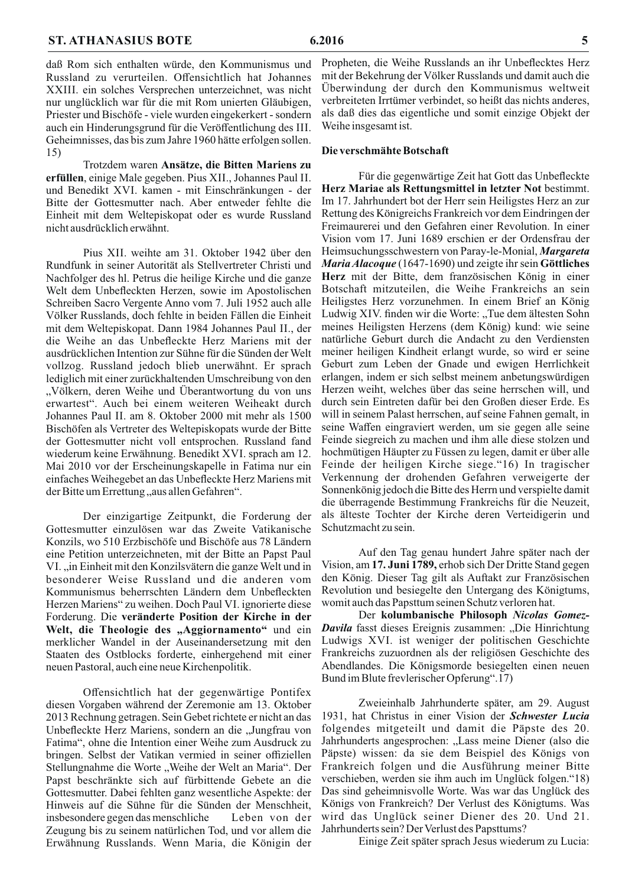daß Rom sich enthalten würde, den Kommunismus und Russland zu verurteilen. Offensichtlich hat Johannes XXIII. ein solches Versprechen unterzeichnet, was nicht nur unglücklich war für die mit Rom unierten Gläubigen, Priester und Bischöfe - viele wurden eingekerkert - sondern auch ein Hinderungsgrund für die Veröffentlichung des III. Geheimnisses, das bis zum Jahre 1960 hätte erfolgen sollen. 15)

Trotzdem waren **Ansätze, die Bitten Mariens zu erfüllen**, einige Male gegeben. Pius XII., Johannes Paul II. und Benedikt XVI. kamen - mit Einschränkungen - der Bitte der Gottesmutter nach. Aber entweder fehlte die Einheit mit dem Weltepiskopat oder es wurde Russland nicht ausdrücklich erwähnt.

Pius XII. weihte am 31. Oktober 1942 über den Rundfunk in seiner Autorität als Stellvertreter Christi und Nachfolger des hl. Petrus die heilige Kirche und die ganze Welt dem Unbefleckten Herzen, sowie im Apostolischen Schreiben Sacro Vergente Anno vom 7. Juli 1952 auch alle Völker Russlands, doch fehlte in beiden Fällen die Einheit mit dem Weltepiskopat. Dann 1984 Johannes Paul II., der die Weihe an das Unbefleckte Herz Mariens mit der ausdrücklichen Intention zur Sühne für die Sünden der Welt vollzog. Russland jedoch blieb unerwähnt. Er sprach lediglich mit einer zurückhaltenden Umschreibung von den „Völkern, deren Weihe und Überantwortung du von uns erwartest". Auch bei einem weiteren Weiheakt durch Johannes Paul II. am 8. Oktober 2000 mit mehr als 1500 Bischöfen als Vertreter des Weltepiskopats wurde der Bitte der Gottesmutter nicht voll entsprochen. Russland fand wiederum keine Erwähnung. Benedikt XVI. sprach am 12. Mai 2010 vor der Erscheinungskapelle in Fatima nur ein einfaches Weihegebet an das Unbefleckte Herz Mariens mit der Bitte um Errettung „aus allen Gefahren".

Der einzigartige Zeitpunkt, die Forderung der Gottesmutter einzulösen war das Zweite Vatikanische Konzils, wo 510 Erzbischöfe und Bischöfe aus 78 Ländern eine Petition unterzeichneten, mit der Bitte an Papst Paul VI. „in Einheit mit den Konzilsvätern die ganze Welt und in besonderer Weise Russland und die anderen vom Kommunismus beherrschten Ländern dem Unbefleckten Herzen Mariens" zu weihen. Doch Paul VI. ignorierte diese Forderung. Die **veränderte Position der Kirche in der Welt, die Theologie des „Aggiornamento"** und ein merklicher Wandel in der Auseinandersetzung mit den Staaten des Ostblocks forderte, einhergehend mit einer neuen Pastoral, auch eine neue Kirchenpolitik.

Offensichtlich hat der gegenwärtige Pontifex diesen Vorgaben während der Zeremonie am 13. Oktober 2013 Rechnung getragen. Sein Gebet richtete er nicht an das Unbefleckte Herz Mariens, sondern an die „Jungfrau von Fatima", ohne die Intention einer Weihe zum Ausdruck zu bringen. Selbst der Vatikan vermied in seiner offiziellen Stellungnahme die Worte „Weihe der Welt an Maria". Der Papst beschränkte sich auf fürbittende Gebete an die Gottesmutter. Dabei fehlten ganz wesentliche Aspekte: der Hinweis auf die Sühne für die Sünden der Menschheit, insbesondere gegen das menschliche Leben von der Zeugung bis zu seinem natürlichen Tod, und vor allem die Erwähnung Russlands. Wenn Maria, die Königin der Propheten, die Weihe Russlands an ihr Unbeflecktes Herz mit der Bekehrung der Völker Russlands und damit auch die Überwindung der durch den Kommunismus weltweit verbreiteten Irrtümer verbindet, so heißt das nichts anderes, als daß dies das eigentliche und somit einzige Objekt der Weihe insgesamt ist.

**Die verschmähte Botschaft**

Für die gegenwärtige Zeit hat Gott das Unbefleckte **Herz Mariae als Rettungsmittel in letzter Not** bestimmt. Im 17. Jahrhundert bot der Herr sein Heiligstes Herz an zur Rettung des Königreichs Frankreich vor dem Eindringen der Freimaurerei und den Gefahren einer Revolution. In einer Vision vom 17. Juni 1689 erschien er der Ordensfrau der Heimsuchungsschwestern von Paray-le-Monial, ***Margareta Maria Alacoque*** (1647-1690) und zeigte ihr sein **Göttliches Herz** mit der Bitte, dem französischen König in einer Botschaft mitzuteilen, die Weihe Frankreichs an sein Heiligstes Herz vorzunehmen. In einem Brief an König Ludwig XIV. finden wir die Worte: „Tue dem ältesten Sohn meines Heiligsten Herzens (dem König) kund: wie seine natürliche Geburt durch die Andacht zu den Verdiensten meiner heiligen Kindheit erlangt wurde, so wird er seine Geburt zum Leben der Gnade und ewigen Herrlichkeit erlangen, indem er sich selbst meinem anbetungswürdigen Herzen weiht, welches über das seine herrschen will, und durch sein Eintreten dafür bei den Großen dieser Erde. Es will in seinem Palast herrschen, auf seine Fahnen gemalt, in seine Waffen eingraviert werden, um sie gegen alle seine Feinde siegreich zu machen und ihm alle diese stolzen und hochmütigen Häupter zu Füssen zu legen, damit er über alle Feinde der heiligen Kirche siege."16) In tragischer Verkennung der drohenden Gefahren verweigerte der Sonnenkönig jedoch die Bitte des Herrn und verspielte damit die überragende Bestimmung Frankreichs für die Neuzeit, als älteste Tochter der Kirche deren Verteidigerin und Schutzmacht zu sein.

Auf den Tag genau hundert Jahre später nach der Vision, am **17. Juni 1789,** erhob sich Der Dritte Stand gegen den König. Dieser Tag gilt als Auftakt zur Französischen Revolution und besiegelte den Untergang des Königtums, womit auch das Papsttum seinen Schutz verloren hat.

Der **kolumbanische Philosoph** ***Nicolas Gomez-Davila*** fasst dieses Ereignis zusammen: „Die Hinrichtung Ludwigs XVI. ist weniger der politischen Geschichte Frankreichs zuzuordnen als der religiösen Geschichte des Abendlandes. Die Königsmorde besiegelten einen neuen Bund im Blute frevlerischer Opferung".17)

Zweieinhalb Jahrhunderte später, am 29. August 1931, hat Christus in einer Vision der ***Schwester Lucia*** folgendes mitgeteilt und damit die Päpste des 20. Jahrhunderts angesprochen: „Lass meine Diener (also die Päpste) wissen: da sie dem Beispiel des Königs von Frankreich folgen und die Ausführung meiner Bitte verschieben, werden sie ihm auch im Unglück folgen."18) Das sind geheimnisvolle Worte. Was war das Unglück des Königs von Frankreich? Der Verlust des Königtums. Was wird das Unglück seiner Diener des 20. Und 21. Jahrhunderts sein? Der Verlust des Papsttums?

Einige Zeit später sprach Jesus wiederum zu Lucia: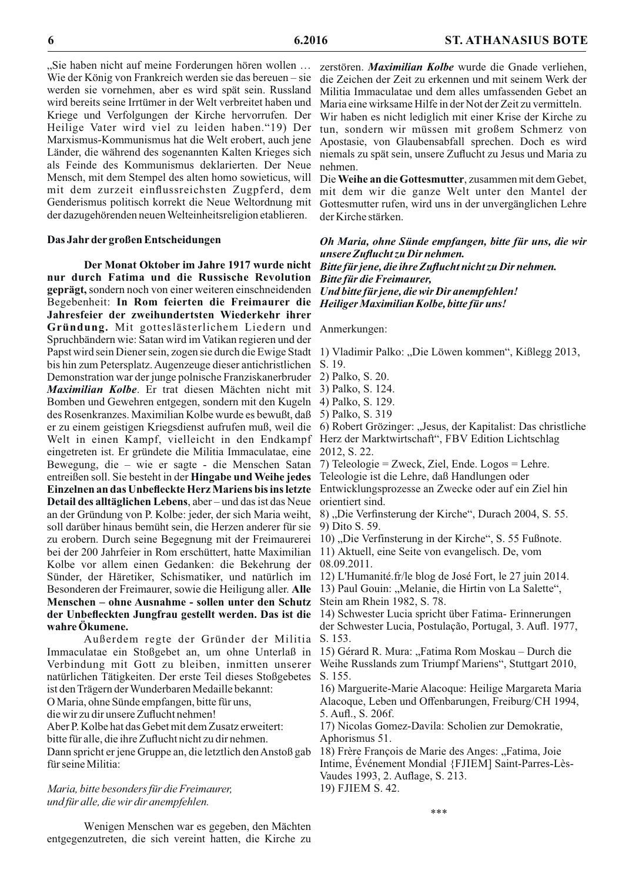„Sie haben nicht auf meine Forderungen hören wollen … Wie der König von Frankreich werden sie das bereuen – sie werden sie vornehmen, aber es wird spät sein. Russland wird bereits seine Irrtümer in der Welt verbreitet haben und Kriege und Verfolgungen der Kirche hervorrufen. Der Heilige Vater wird viel zu leiden haben."19) Der Marxismus-Kommunismus hat die Welt erobert, auch jene Länder, die während des sogenannten Kalten Krieges sich als Feinde des Kommunismus deklarierten. Der Neue Mensch, mit dem Stempel des alten homo sowieticus, will mit dem zurzeit einflussreichsten Zugpferd, dem Genderismus politisch korrekt die Neue Weltordnung mit der dazugehörenden neuen Welteinheitsreligion etablieren.

**Das Jahr der großen Entscheidungen**

**Der Monat Oktober im Jahre 1917 wurde nicht nur durch Fatima und die Russische Revolution geprägt,** sondern noch von einer weiteren einschneidenden Begebenheit: **In Rom feierten die Freimaurer die Jahresfeier der zweihundertsten Wiederkehr ihrer Gründung.** Mit gotteslästerlichem Liedern und Spruchbändern wie: Satan wird im Vatikan regieren und der Papst wird sein Diener sein, zogen sie durch die Ewige Stadt bis hin zum Petersplatz. Augenzeuge dieser antichristlichen Demonstration war der junge polnische Franziskanerbruder ***Maximilian Kolbe***. Er trat diesen Mächten nicht mit Bomben und Gewehren entgegen, sondern mit den Kugeln des Rosenkranzes. Maximilian Kolbe wurde es bewußt, daß er zu einem geistigen Kriegsdienst aufrufen muß, weil die Welt in einen Kampf, vielleicht in den Endkampf eingetreten ist. Er gründete die Militia Immaculatae, eine Bewegung, die – wie er sagte - die Menschen Satan entreißen soll. Sie besteht in der **Hingabe und Weihe jedes Einzelnen an das Unbefleckte Herz Mariens bis ins letzte Detail des alltäglichen Lebens**, aber – und das ist das Neue an der Gründung von P. Kolbe: jeder, der sich Maria weiht, soll darüber hinaus bemüht sein, die Herzen anderer für sie zu erobern. Durch seine Begegnung mit der Freimaurerei bei der 200 Jahrfeier in Rom erschüttert, hatte Maximilian Kolbe vor allem einen Gedanken: die Bekehrung der Sünder, der Häretiker, Schismatiker, und natürlich im Besonderen der Freimaurer, sowie die Heiligung aller. **Alle Menschen – ohne Ausnahme - sollen unter den Schutz der Unbefleckten Jungfrau gestellt werden. Das ist die wahre Ökumene.**

Außerdem regte der Gründer der Militia Immaculatae ein Stoßgebet an, um ohne Unterlaß in Verbindung mit Gott zu bleiben, inmitten unserer natürlichen Tätigkeiten. Der erste Teil dieses Stoßgebetes ist den Trägern der Wunderbaren Medaille bekannt:
O Maria, ohne Sünde empfangen, bitte für uns,
die wir zu dir unsere Zuflucht nehmen!
Aber P. Kolbe hat das Gebet mit dem Zusatz erweitert:
bitte für alle, die ihre Zuflucht nicht zu dir nehmen.
Dann spricht er jene Gruppe an, die letztlich den Anstoß gab für seine Militia:

*Maria, bitte besonders für die Freimaurer,*
*und für alle, die wir dir anempfehlen.*

Wenigen Menschen war es gegeben, den Mächten entgegenzutreten, die sich vereint hatten, die Kirche zu zerstören. ***Maximilian Kolbe*** wurde die Gnade verliehen, die Zeichen der Zeit zu erkennen und mit seinem Werk der Militia Immaculatae und dem alles umfassenden Gebet an Maria eine wirksame Hilfe in der Not der Zeit zu vermitteln.
Wir haben es nicht lediglich mit einer Krise der Kirche zu tun, sondern wir müssen mit großem Schmerz von Apostasie, von Glaubensabfall sprechen. Doch es wird niemals zu spät sein, unsere Zuflucht zu Jesus und Maria zu nehmen.
Die **Weihe an die Gottesmutter**, zusammen mit dem Gebet, mit dem wir die ganze Welt unter den Mantel der Gottesmutter rufen, wird uns in der unvergänglichen Lehre der Kirche stärken.

***Oh Maria, ohne Sünde empfangen, bitte für uns, die wir unsere Zuflucht zu Dir nehmen.***
***Bitte für jene, die ihre Zuflucht nicht zu Dir nehmen.***
***Bitte für die Freimaurer,***
***Und bitte für jene, die wir Dir anempfehlen!***
***Heiliger Maximilian Kolbe, bitte für uns!***

Anmerkungen:

1) Vladimir Palko: „Die Löwen kommen", Kißlegg 2013, S. 19.
2) Palko, S. 20.
3) Palko, S. 124.
4) Palko, S. 129.
5) Palko, S. 319
6) Robert Grözinger: „Jesus, der Kapitalist: Das christliche Herz der Marktwirtschaft", FBV Edition Lichtschlag 2012, S. 22.
7) Teleologie = Zweck, Ziel, Ende. Logos = Lehre. Teleologie ist die Lehre, daß Handlungen oder Entwicklungsprozesse an Zwecke oder auf ein Ziel hin orientiert sind.
8) „Die Verfinsterung der Kirche", Durach 2004, S. 55.
9) Dito S. 59.
10) „Die Verfinsterung in der Kirche", S. 55 Fußnote.
11) Aktuell, eine Seite von evangelisch. De, vom 08.09.2011.
12) L'Humanité.fr/le blog de José Fort, le 27 juin 2014.
13) Paul Gouin: „Melanie, die Hirtin von La Salette", Stein am Rhein 1982, S. 78.
14) Schwester Lucia spricht über Fatima- Erinnerungen der Schwester Lucia, Postulação, Portugal, 3. Aufl. 1977, S. 153.
15) Gérard R. Mura: „Fatima Rom Moskau – Durch die Weihe Russlands zum Triumpf Mariens", Stuttgart 2010, S. 155.
16) Marguerite-Marie Alacoque: Heilige Margareta Maria Alacoque, Leben und Offenbarungen, Freiburg/CH 1994, 5. Aufl., S. 206f.
17) Nicolas Gomez-Davila: Scholien zur Demokratie, Aphorismus 51.
18) Frère François de Marie des Anges: „Fatima, Joie Intime, Événement Mondial {FJIEM] Saint-Parres-Lès-Vaudes 1993, 2. Auflage, S. 213.
19) FJIEM S. 42.

\*\*\*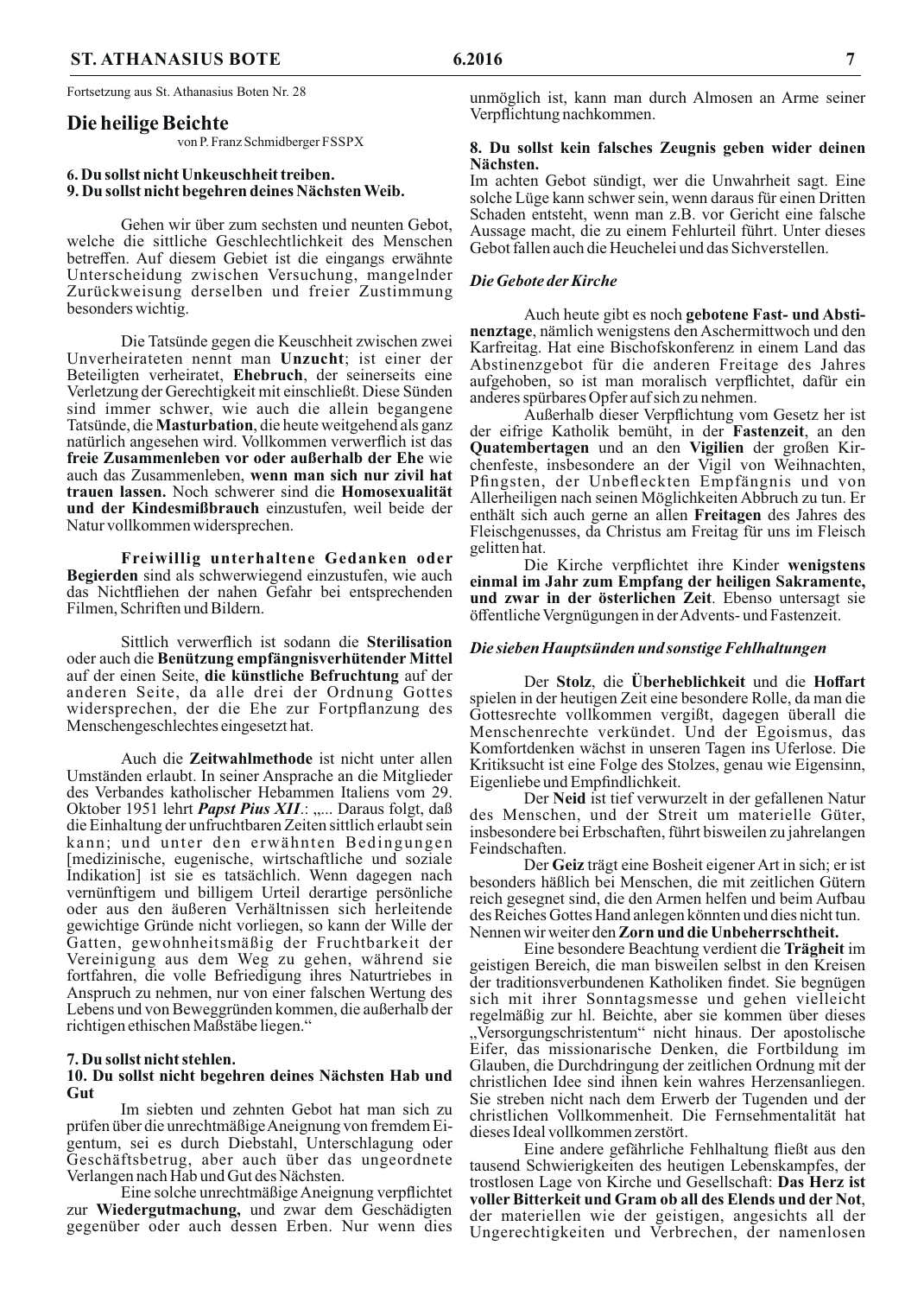Fortsetzung aus St. Athanasius Boten Nr. 28

## Die heilige Beichte

von P. Franz Schmidberger FSSPX

### 6. Du sollst nicht Unkeuschheit treiben.
### 9. Du sollst nicht begehren deines Nächsten Weib.

Gehen wir über zum sechsten und neunten Gebot, welche die sittliche Geschlechtlichkeit des Menschen betreffen. Auf diesem Gebiet ist die eingangs erwähnte Unterscheidung zwischen Versuchung, mangelnder Zurückweisung derselben und freier Zustimmung besonders wichtig.

Die Tatsünde gegen die Keuschheit zwischen zwei Unverheirateten nennt man **Unzucht**; ist einer der Beteiligten verheiratet, **Ehebruch**, der seinerseits eine Verletzung der Gerechtigkeit mit einschließt. Diese Sünden sind immer schwer, wie auch die allein begangene Tatsünde, die **Masturbation**, die heute weitgehend als ganz natürlich angesehen wird. Vollkommen verwerflich ist das **freie Zusammenleben vor oder außerhalb der Ehe** wie auch das Zusammenleben, **wenn man sich nur zivil hat trauen lassen.** Noch schwerer sind die **Homosexualität und der Kindesmißbrauch** einzustufen, weil beide der Natur vollkommen widersprechen.

**Freiwillig unterhaltene Gedanken oder Begierden** sind als schwerwiegend einzustufen, wie auch das Nichtfliehen der nahen Gefahr bei entsprechenden Filmen, Schriften und Bildern.

Sittlich verwerflich ist sodann die **Sterilisation** oder auch die **Benützung empfängnisverhütender Mittel** auf der einen Seite, **die künstliche Befruchtung** auf der anderen Seite, da alle drei der Ordnung Gottes widersprechen, der die Ehe zur Fortpflanzung des Menschengeschlechtes eingesetzt hat.

Auch die **Zeitwahlmethode** ist nicht unter allen Umständen erlaubt. In seiner Ansprache an die Mitglieder des Verbandes katholischer Hebammen Italiens vom 29. Oktober 1951 lehrt ***Papst Pius XII***.: „... Daraus folgt, daß die Einhaltung der unfruchtbaren Zeiten sittlich erlaubt sein kann; und unter den erwähnten Bedingungen [medizinische, eugenische, wirtschaftliche und soziale Indikation] ist sie es tatsächlich. Wenn dagegen nach vernünftigem und billigem Urteil derartige persönliche oder aus den äußeren Verhältnissen sich herleitende gewichtige Gründe nicht vorliegen, so kann der Wille der Gatten, gewohnheitsmäßig der Fruchtbarkeit der Vereinigung aus dem Weg zu gehen, während sie fortfahren, die volle Befriedigung ihres Naturtriebes in Anspruch zu nehmen, nur von einer falschen Wertung des Lebens und von Beweggründen kommen, die außerhalb der richtigen ethischen Maßstäbe liegen."

### 7. Du sollst nicht stehlen.
### 10. Du sollst nicht begehren deines Nächsten Hab und Gut

Im siebten und zehnten Gebot hat man sich zu prüfen über die unrechtmäßige Aneignung von fremdem Eigentum, sei es durch Diebstahl, Unterschlagung oder Geschäftsbetrug, aber auch über das ungeordnete Verlangen nach Hab und Gut des Nächsten.

Eine solche unrechtmäßige Aneignung verpflichtet zur **Wiedergutmachung,** und zwar dem Geschädigten gegenüber oder auch dessen Erben. Nur wenn dies unmöglich ist, kann man durch Almosen an Arme seiner Verpflichtung nachkommen.

### 8. Du sollst kein falsches Zeugnis geben wider deinen Nächsten.

Im achten Gebot sündigt, wer die Unwahrheit sagt. Eine solche Lüge kann schwer sein, wenn daraus für einen Dritten Schaden entsteht, wenn man z.B. vor Gericht eine falsche Aussage macht, die zu einem Fehlurteil führt. Unter dieses Gebot fallen auch die Heuchelei und das Sichverstellen.

### *Die Gebote der Kirche*

Auch heute gibt es noch **gebotene Fast- und Abstinenztage**, nämlich wenigstens den Aschermittwoch und den Karfreitag. Hat eine Bischofskonferenz in einem Land das Abstinenzgebot für die anderen Freitage des Jahres aufgehoben, so ist man moralisch verpflichtet, dafür ein anderes spürbares Opfer auf sich zu nehmen.

Außerhalb dieser Verpflichtung vom Gesetz her ist der eifrige Katholik bemüht, in der **Fastenzeit**, an den **Quatembertagen** und an den **Vigilien** der großen Kirchenfeste, insbesondere an der Vigil von Weihnachten, Pfingsten, der Unbefleckten Empfängnis und von Allerheiligen nach seinen Möglichkeiten Abbruch zu tun. Er enthält sich auch gerne an allen **Freitagen** des Jahres des Fleischgenusses, da Christus am Freitag für uns im Fleisch gelitten hat.

Die Kirche verpflichtet ihre Kinder **wenigstens einmal im Jahr zum Empfang der heiligen Sakramente, und zwar in der österlichen Zeit**. Ebenso untersagt sie öffentliche Vergnügungen in der Advents- und Fastenzeit.

### *Die sieben Hauptsünden und sonstige Fehlhaltungen*

Der **Stolz**, die **Überheblichkeit** und die **Hoffart** spielen in der heutigen Zeit eine besondere Rolle, da man die Gottesrechte vollkommen vergißt, dagegen überall die Menschenrechte verkündet. Und der Egoismus, das Komfortdenken wächst in unseren Tagen ins Uferlose. Die Kritiksucht ist eine Folge des Stolzes, genau wie Eigensinn, Eigenliebe und Empfindlichkeit.

Der **Neid** ist tief verwurzelt in der gefallenen Natur des Menschen, und der Streit um materielle Güter, insbesondere bei Erbschaften, führt bisweilen zu jahrelangen Feindschaften.

Der **Geiz** trägt eine Bosheit eigener Art in sich; er ist besonders häßlich bei Menschen, die mit zeitlichen Gütern reich gesegnet sind, die den Armen helfen und beim Aufbau des Reiches Gottes Hand anlegen könnten und dies nicht tun. Nennen wir weiter den **Zorn und die Unbeherrschtheit.**

Eine besondere Beachtung verdient die **Trägheit** im geistigen Bereich, die man bisweilen selbst in den Kreisen der traditionsverbundenen Katholiken findet. Sie begnügen sich mit ihrer Sonntagsmesse und gehen vielleicht regelmäßig zur hl. Beichte, aber sie kommen über dieses „Versorgungschristentum" nicht hinaus. Der apostolische Eifer, das missionarische Denken, die Fortbildung im Glauben, die Durchdringung der zeitlichen Ordnung mit der christlichen Idee sind ihnen kein wahres Herzensanliegen. Sie streben nicht nach dem Erwerb der Tugenden und der christlichen Vollkommenheit. Die Fernsehmentalität hat dieses Ideal vollkommen zerstört.

Eine andere gefährliche Fehlhaltung fließt aus den tausend Schwierigkeiten des heutigen Lebenskampfes, der trostlosen Lage von Kirche und Gesellschaft: **Das Herz ist voller Bitterkeit und Gram ob all des Elends und der Not**, der materiellen wie der geistigen, angesichts all der Ungerechtigkeiten und Verbrechen, der namenlosen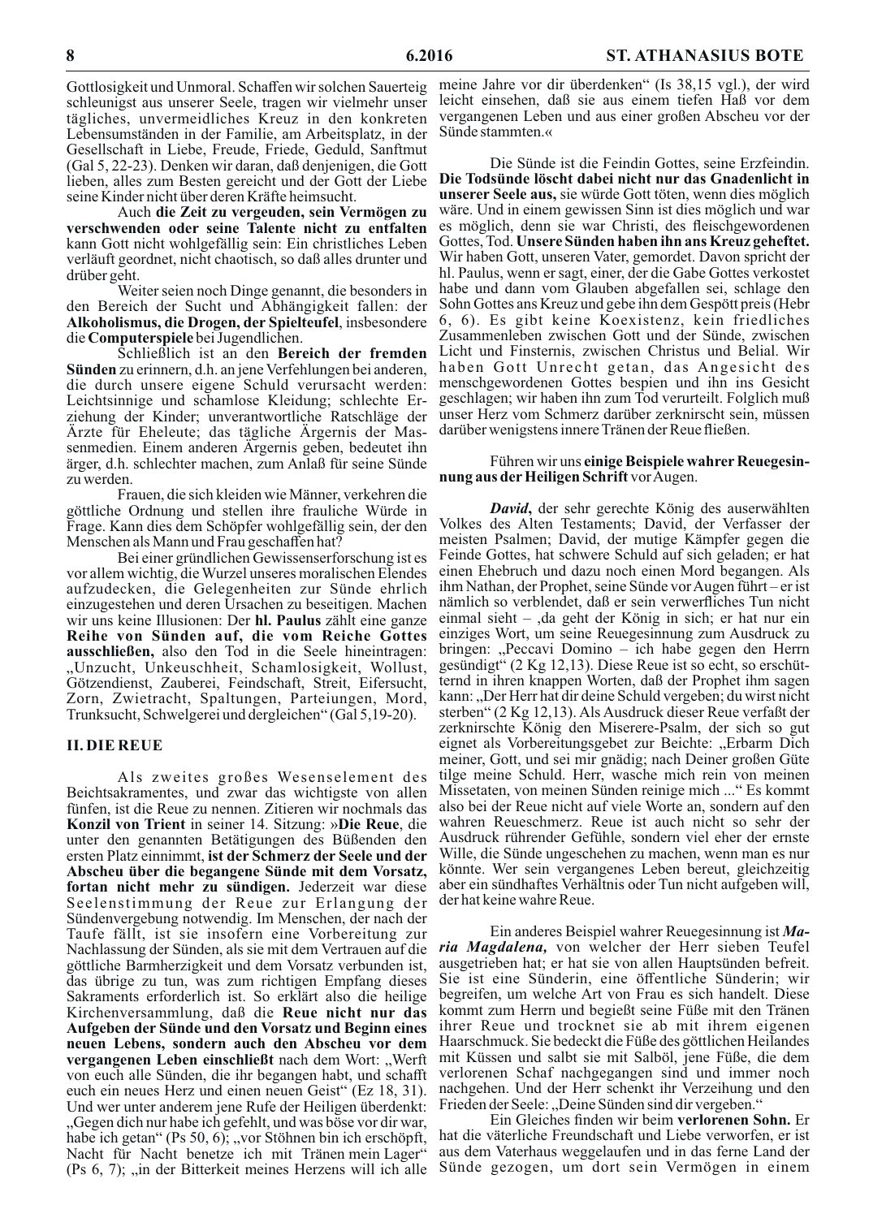Gottlosigkeit und Unmoral. Schaffen wir solchen Sauerteig schleunigst aus unserer Seele, tragen wir vielmehr unser tägliches, unvermeidliches Kreuz in den konkreten Lebensumständen in der Familie, am Arbeitsplatz, in der Gesellschaft in Liebe, Freude, Friede, Geduld, Sanftmut (Gal 5, 22-23). Denken wir daran, daß denjenigen, die Gott lieben, alles zum Besten gereicht und der Gott der Liebe seine Kinder nicht über deren Kräfte heimsucht.

Auch **die Zeit zu vergeuden, sein Vermögen zu verschwenden oder seine Talente nicht zu entfalten** kann Gott nicht wohlgefällig sein: Ein christliches Leben verläuft geordnet, nicht chaotisch, so daß alles drunter und drüber geht.

Weiter seien noch Dinge genannt, die besonders in den Bereich der Sucht und Abhängigkeit fallen: der **Alkoholismus, die Drogen, der Spielteufel**, insbesondere die **Computerspiele** bei Jugendlichen.

Schließlich ist an den **Bereich der fremden Sünden** zu erinnern, d.h. an jene Verfehlungen bei anderen, die durch unsere eigene Schuld verursacht werden: Leichtsinnige und schamlose Kleidung; schlechte Erziehung der Kinder; unverantwortliche Ratschläge der Ärzte für Eheleute; das tägliche Ärgernis der Massenmedien. Einem anderen Ärgernis geben, bedeutet ihn ärger, d.h. schlechter machen, zum Anlaß für seine Sünde zu werden.

Frauen, die sich kleiden wie Männer, verkehren die göttliche Ordnung und stellen ihre frauliche Würde in Frage. Kann dies dem Schöpfer wohlgefällig sein, der den Menschen als Mann und Frau geschaffen hat?

Bei einer gründlichen Gewissenserforschung ist es vor allem wichtig, die Wurzel unseres moralischen Elendes aufzudecken, die Gelegenheiten zur Sünde ehrlich einzugestehen und deren Ursachen zu beseitigen. Machen wir uns keine Illusionen: Der **hl. Paulus** zählt eine ganze **Reihe von Sünden auf, die vom Reiche Gottes ausschließen,** also den Tod in die Seele hineintragen: „Unzucht, Unkeuschheit, Schamlosigkeit, Wollust, Götzendienst, Zauberei, Feindschaft, Streit, Eifersucht, Zorn, Zwietracht, Spaltungen, Parteiungen, Mord, Trunksucht, Schwelgerei und dergleichen" (Gal 5,19-20).

## II. DIE REUE

Als zweites großes Wesenselement des Beichtsakramentes, und zwar das wichtigste von allen fünfen, ist die Reue zu nennen. Zitieren wir nochmals das **Konzil von Trient** in seiner 14. Sitzung: »**Die Reue**, die unter den genannten Betätigungen des Büßenden den ersten Platz einnimmt, **ist der Schmerz der Seele und der Abscheu über die begangene Sünde mit dem Vorsatz, fortan nicht mehr zu sündigen.** Jederzeit war diese Seelenstimmung der Reue zur Erlangung der Sündenvergebung notwendig. Im Menschen, der nach der Taufe fällt, ist sie insofern eine Vorbereitung zur Nachlassung der Sünden, als sie mit dem Vertrauen auf die göttliche Barmherzigkeit und dem Vorsatz verbunden ist, das übrige zu tun, was zum richtigen Empfang dieses Sakraments erforderlich ist. So erklärt also die heilige Kirchenversammlung, daß die **Reue nicht nur das Aufgeben der Sünde und den Vorsatz und Beginn eines neuen Lebens, sondern auch den Abscheu vor dem vergangenen Leben einschließt** nach dem Wort: „Werft von euch alle Sünden, die ihr begangen habt, und schafft euch ein neues Herz und einen neuen Geist" (Ez 18, 31). Und wer unter anderem jene Rufe der Heiligen überdenkt: „Gegen dich nur habe ich gefehlt, und was böse vor dir war, habe ich getan" (Ps 50, 6); „vor Stöhnen bin ich erschöpft, Nacht für Nacht benetze ich mit Tränen mein Lager" (Ps 6, 7); „in der Bitterkeit meines Herzens will ich alle meine Jahre vor dir überdenken" (Is 38,15 vgl.), der wird leicht einsehen, daß sie aus einem tiefen Haß vor dem vergangenen Leben und aus einer großen Abscheu vor der Sünde stammten.«

Die Sünde ist die Feindin Gottes, seine Erzfeindin. **Die Todsünde löscht dabei nicht nur das Gnadenlicht in unserer Seele aus,** sie würde Gott töten, wenn dies möglich wäre. Und in einem gewissen Sinn ist dies möglich und war es möglich, denn sie war Christi, des fleischgewordenen Gottes, Tod. **Unsere Sünden haben ihn ans Kreuz geheftet.** Wir haben Gott, unseren Vater, gemordet. Davon spricht der hl. Paulus, wenn er sagt, einer, der die Gabe Gottes verkostet habe und dann vom Glauben abgefallen sei, schlage den Sohn Gottes ans Kreuz und gebe ihn dem Gespött preis (Hebr 6, 6). Es gibt keine Koexistenz, kein friedliches Zusammenleben zwischen Gott und der Sünde, zwischen Licht und Finsternis, zwischen Christus und Belial. Wir haben Gott Unrecht getan, das Angesicht des menschgewordenen Gottes bespien und ihn ins Gesicht geschlagen; wir haben ihn zum Tod verurteilt. Folglich muß unser Herz vom Schmerz darüber zerknirscht sein, müssen darüber wenigstens innere Tränen der Reue fließen.

Führen wir uns **einige Beispiele wahrer Reuegesinnung aus der Heiligen Schrift** vor Augen.

***David***, der sehr gerechte König des auserwählten Volkes des Alten Testaments; David, der Verfasser der meisten Psalmen; David, der mutige Kämpfer gegen die Feinde Gottes, hat schwere Schuld auf sich geladen; er hat einen Ehebruch und dazu noch einen Mord begangen. Als ihm Nathan, der Prophet, seine Sünde vor Augen führt – er ist nämlich so verblendet, daß er sein verwerfliches Tun nicht einmal sieht – ‚da geht der König in sich; er hat nur ein einziges Wort, um seine Reuegesinnung zum Ausdruck zu bringen: „Peccavi Domino – ich habe gegen den Herrn gesündigt" (2 Kg 12,13). Diese Reue ist so echt, so erschütternd in ihren knappen Worten, daß der Prophet ihm sagen kann: „Der Herr hat dir deine Schuld vergeben; du wirst nicht sterben" (2 Kg 12,13). Als Ausdruck dieser Reue verfaßt der zerknirschte König den Miserere-Psalm, der sich so gut eignet als Vorbereitungsgebet zur Beichte: „Erbarm Dich meiner, Gott, und sei mir gnädig; nach Deiner großen Güte tilge meine Schuld. Herr, wasche mich rein von meinen Missetaten, von meinen Sünden reinige mich ..." Es kommt also bei der Reue nicht auf viele Worte an, sondern auf den wahren Reueschmerz. Reue ist auch nicht so sehr der Ausdruck rührender Gefühle, sondern viel eher der ernste Wille, die Sünde ungeschehen zu machen, wenn man es nur könnte. Wer sein vergangenes Leben bereut, gleichzeitig aber ein sündhaftes Verhältnis oder Tun nicht aufgeben will, der hat keine wahre Reue.

Ein anderes Beispiel wahrer Reuegesinnung ist ***Maria Magdalena,*** von welcher der Herr sieben Teufel ausgetrieben hat; er hat sie von allen Hauptsünden befreit. Sie ist eine Sünderin, eine öffentliche Sünderin; wir begreifen, um welche Art von Frau es sich handelt. Diese kommt zum Herrn und begießt seine Füße mit den Tränen ihrer Reue und trocknet sie ab mit ihrem eigenen Haarschmuck. Sie bedeckt die Füße des göttlichen Heilandes mit Küssen und salbt sie mit Salböl, jene Füße, die dem verlorenen Schaf nachgegangen sind und immer noch nachgehen. Und der Herr schenkt ihr Verzeihung und den Frieden der Seele: „Deine Sünden sind dir vergeben."

Ein Gleiches finden wir beim **verlorenen Sohn.** Er hat die väterliche Freundschaft und Liebe verworfen, er ist aus dem Vaterhaus weggelaufen und in das ferne Land der Sünde gezogen, um dort sein Vermögen in einem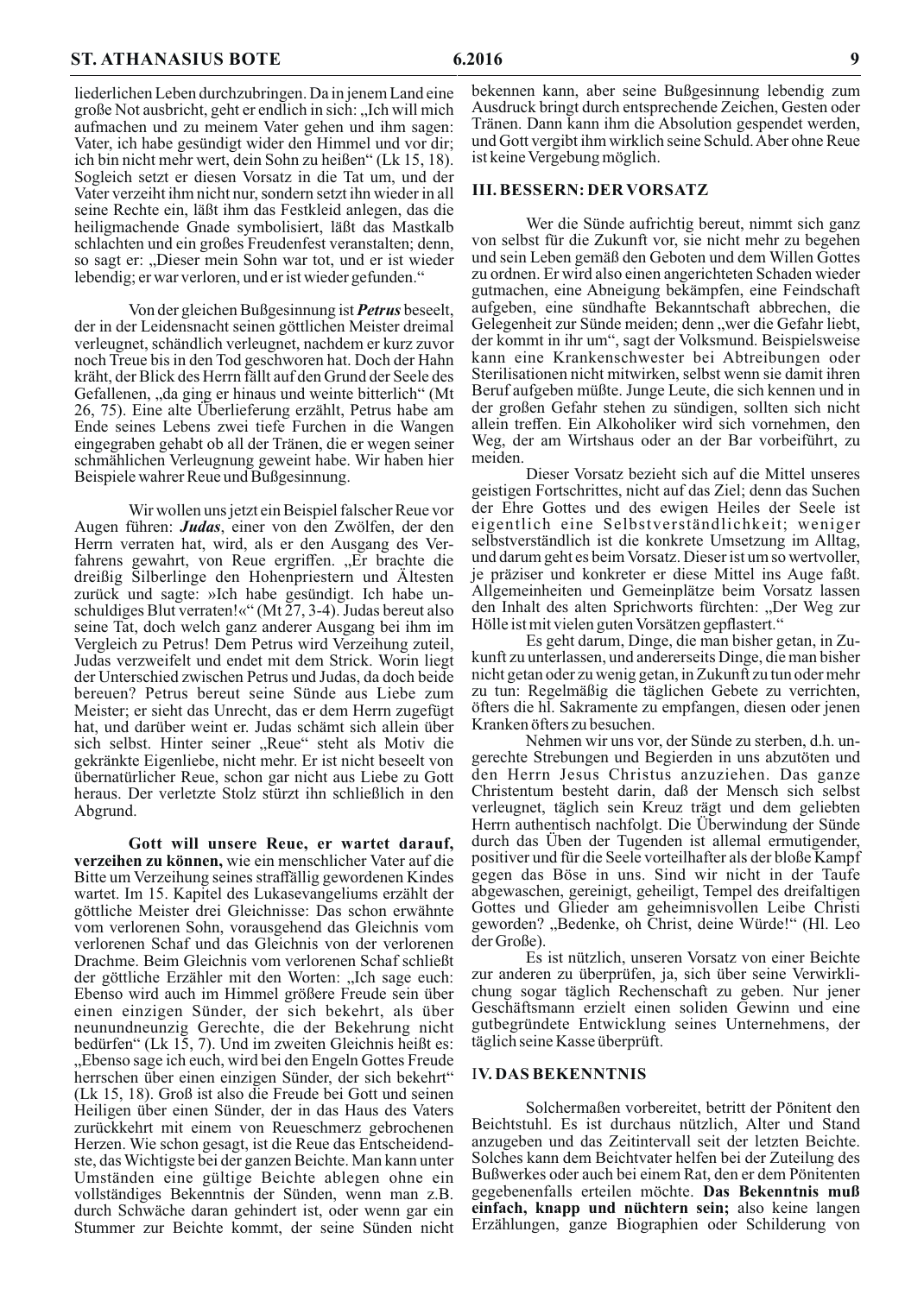liederlichen Leben durchzubringen. Da in jenem Land eine große Not ausbricht, geht er endlich in sich: „Ich will mich aufmachen und zu meinem Vater gehen und ihm sagen: Vater, ich habe gesündigt wider den Himmel und vor dir; ich bin nicht mehr wert, dein Sohn zu heißen" (Lk 15, 18). Sogleich setzt er diesen Vorsatz in die Tat um, und der Vater verzeiht ihm nicht nur, sondern setzt ihn wieder in all seine Rechte ein, läßt ihm das Festkleid anlegen, das die heiligmachende Gnade symbolisiert, läßt das Mastkalb schlachten und ein großes Freudenfest veranstalten; denn, so sagt er: „Dieser mein Sohn war tot, und er ist wieder lebendig; er war verloren, und er ist wieder gefunden."

Von der gleichen Bußgesinnung ist ***Petrus*** beseelt, der in der Leidensnacht seinen göttlichen Meister dreimal verleugnet, schändlich verleugnet, nachdem er kurz zuvor noch Treue bis in den Tod geschworen hat. Doch der Hahn kräht, der Blick des Herrn fällt auf den Grund der Seele des Gefallenen, „da ging er hinaus und weinte bitterlich" (Mt 26, 75). Eine alte Überlieferung erzählt, Petrus habe am Ende seines Lebens zwei tiefe Furchen in die Wangen eingegraben gehabt ob all der Tränen, die er wegen seiner schmählichen Verleugnung geweint habe. Wir haben hier Beispiele wahrer Reue und Bußgesinnung.

Wir wollen uns jetzt ein Beispiel falscher Reue vor Augen führen: ***Judas***, einer von den Zwölfen, der den Herrn verraten hat, wird, als er den Ausgang des Verfahrens gewahrt, von Reue ergriffen. „Er brachte die dreißig Silberlinge den Hohenpriestern und Ältesten zurück und sagte: »Ich habe gesündigt. Ich habe unschuldiges Blut verraten!«" (Mt 27, 3-4). Judas bereut also seine Tat, doch welch ganz anderer Ausgang bei ihm im Vergleich zu Petrus! Dem Petrus wird Verzeihung zuteil, Judas verzweifelt und endet mit dem Strick. Worin liegt der Unterschied zwischen Petrus und Judas, da doch beide bereuen? Petrus bereut seine Sünde aus Liebe zum Meister; er sieht das Unrecht, das er dem Herrn zugefügt hat, und darüber weint er. Judas schämt sich allein über sich selbst. Hinter seiner „Reue" steht als Motiv die gekränkte Eigenliebe, nicht mehr. Er ist nicht beseelt von übernatürlicher Reue, schon gar nicht aus Liebe zu Gott heraus. Der verletzte Stolz stürzt ihn schließlich in den Abgrund.

**Gott will unsere Reue, er wartet darauf, verzeihen zu können,** wie ein menschlicher Vater auf die Bitte um Verzeihung seines straffällig gewordenen Kindes wartet. Im 15. Kapitel des Lukasevangeliums erzählt der göttliche Meister drei Gleichnisse: Das schon erwähnte vom verlorenen Sohn, vorausgehend das Gleichnis vom verlorenen Schaf und das Gleichnis von der verlorenen Drachme. Beim Gleichnis vom verlorenen Schaf schließt der göttliche Erzähler mit den Worten: „Ich sage euch: Ebenso wird auch im Himmel größere Freude sein über einen einzigen Sünder, der sich bekehrt, als über neunundneunzig Gerechte, die der Bekehrung nicht bedürfen" (Lk 15, 7). Und im zweiten Gleichnis heißt es: „Ebenso sage ich euch, wird bei den Engeln Gottes Freude herrschen über einen einzigen Sünder, der sich bekehrt" (Lk 15, 18). Groß ist also die Freude bei Gott und seinen Heiligen über einen Sünder, der in das Haus des Vaters zurückkehrt mit einem von Reueschmerz gebrochenen Herzen. Wie schon gesagt, ist die Reue das Entscheidendste, das Wichtigste bei der ganzen Beichte. Man kann unter Umständen eine gültige Beichte ablegen ohne ein vollständiges Bekenntnis der Sünden, wenn man z.B. durch Schwäche daran gehindert ist, oder wenn gar ein Stummer zur Beichte kommt, der seine Sünden nicht bekennen kann, aber seine Bußgesinnung lebendig zum Ausdruck bringt durch entsprechende Zeichen, Gesten oder Tränen. Dann kann ihm die Absolution gespendet werden, und Gott vergibt ihm wirklich seine Schuld. Aber ohne Reue ist keine Vergebung möglich.

## III. BESSERN: DER VORSATZ

Wer die Sünde aufrichtig bereut, nimmt sich ganz von selbst für die Zukunft vor, sie nicht mehr zu begehen und sein Leben gemäß den Geboten und dem Willen Gottes zu ordnen. Er wird also einen angerichteten Schaden wieder gutmachen, eine Abneigung bekämpfen, eine Feindschaft aufgeben, eine sündhafte Bekanntschaft abbrechen, die Gelegenheit zur Sünde meiden; denn „wer die Gefahr liebt, der kommt in ihr um", sagt der Volksmund. Beispielsweise kann eine Krankenschwester bei Abtreibungen oder Sterilisationen nicht mitwirken, selbst wenn sie damit ihren Beruf aufgeben müßte. Junge Leute, die sich kennen und in der großen Gefahr stehen zu sündigen, sollten sich nicht allein treffen. Ein Alkoholiker wird sich vornehmen, den Weg, der am Wirtshaus oder an der Bar vorbeiführt, zu meiden.

Dieser Vorsatz bezieht sich auf die Mittel unseres geistigen Fortschrittes, nicht auf das Ziel; denn das Suchen der Ehre Gottes und des ewigen Heiles der Seele ist eigentlich eine Selbstverständlichkeit; weniger selbstverständlich ist die konkrete Umsetzung im Alltag, und darum geht es beim Vorsatz. Dieser ist um so wertvoller, je präziser und konkreter er diese Mittel ins Auge faßt. Allgemeinheiten und Gemeinplätze beim Vorsatz lassen den Inhalt des alten Sprichworts fürchten: „Der Weg zur Hölle ist mit vielen guten Vorsätzen gepflastert."

Es geht darum, Dinge, die man bisher getan, in Zukunft zu unterlassen, und andererseits Dinge, die man bisher nicht getan oder zu wenig getan, in Zukunft zu tun oder mehr zu tun: Regelmäßig die täglichen Gebete zu verrichten, öfters die hl. Sakramente zu empfangen, diesen oder jenen Kranken öfters zu besuchen.

Nehmen wir uns vor, der Sünde zu sterben, d.h. ungerechte Strebungen und Begierden in uns abzutöten und den Herrn Jesus Christus anzuziehen. Das ganze Christentum besteht darin, daß der Mensch sich selbst verleugnet, täglich sein Kreuz trägt und dem geliebten Herrn authentisch nachfolgt. Die Überwindung der Sünde durch das Üben der Tugenden ist allemal ermutigender, positiver und für die Seele vorteilhafter als der bloße Kampf gegen das Böse in uns. Sind wir nicht in der Taufe abgewaschen, gereinigt, geheiligt, Tempel des dreifaltigen Gottes und Glieder am geheimnisvollen Leibe Christi geworden? „Bedenke, oh Christ, deine Würde!" (Hl. Leo der Große).

Es ist nützlich, unseren Vorsatz von einer Beichte zur anderen zu überprüfen, ja, sich über seine Verwirklichung sogar täglich Rechenschaft zu geben. Nur jener Geschäftsmann erzielt einen soliden Gewinn und eine gutbegründete Entwicklung seines Unternehmens, der täglich seine Kasse überprüft.

## IV. DAS BEKENNTNIS

Solchermaßen vorbereitet, betritt der Pönitent den Beichtstuhl. Es ist durchaus nützlich, Alter und Stand anzugeben und das Zeitintervall seit der letzten Beichte. Solches kann dem Beichtvater helfen bei der Zuteilung des Bußwerkes oder auch bei einem Rat, den er dem Pönitenten gegebenenfalls erteilen möchte. **Das Bekenntnis muß einfach, knapp und nüchtern sein;** also keine langen Erzählungen, ganze Biographien oder Schilderung von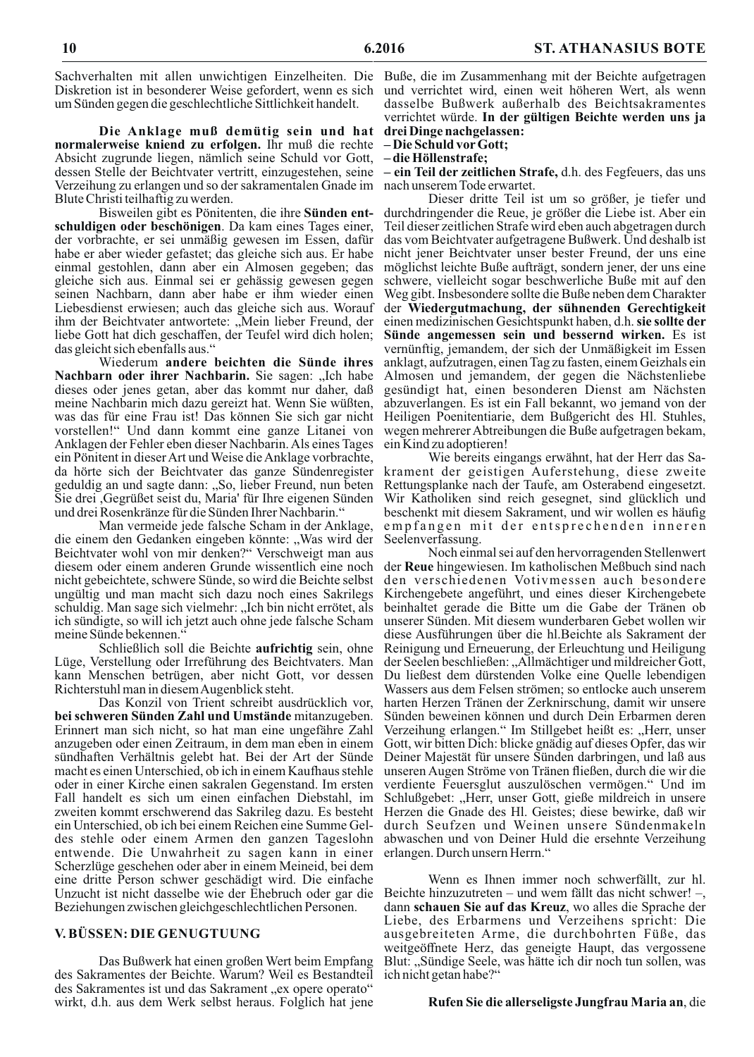Sachverhalten mit allen unwichtigen Einzelheiten. Die Diskretion ist in besonderer Weise gefordert, wenn es sich um Sünden gegen die geschlechtliche Sittlichkeit handelt.

**Die Anklage muß demütig sein und hat normalerweise kniend zu erfolgen.** Ihr muß die rechte Absicht zugrunde liegen, nämlich seine Schuld vor Gott, dessen Stelle der Beichtvater vertritt, einzugestehen, seine Verzeihung zu erlangen und so der sakramentalen Gnade im Blute Christi teilhaftig zu werden.

Bisweilen gibt es Pönitenten, die ihre **Sünden entschuldigen oder beschönigen**. Da kam eines Tages einer, der vorbrachte, er sei unmäßig gewesen im Essen, dafür habe er aber wieder gefastet; das gleiche sich aus. Er habe einmal gestohlen, dann aber ein Almosen gegeben; das gleiche sich aus. Einmal sei er gehässig gewesen gegen seinen Nachbarn, dann aber habe er ihm wieder einen Liebesdienst erwiesen; auch das gleiche sich aus. Worauf ihm der Beichtvater antwortete: „Mein lieber Freund, der liebe Gott hat dich geschaffen, der Teufel wird dich holen; das gleicht sich ebenfalls aus."

Wiederum **andere beichten die Sünde ihres Nachbarn oder ihrer Nachbarin.** Sie sagen: „Ich habe dieses oder jenes getan, aber das kommt nur daher, daß meine Nachbarin mich dazu gereizt hat. Wenn Sie wüßten, was das für eine Frau ist! Das können Sie sich gar nicht vorstellen!" Und dann kommt eine ganze Litanei von Anklagen der Fehler eben dieser Nachbarin. Als eines Tages ein Pönitent in dieser Art und Weise die Anklage vorbrachte, da hörte sich der Beichtvater das ganze Sündenregister geduldig an und sagte dann: „So, lieber Freund, nun beten Sie drei ‚Gegrüßet seist du, Maria' für Ihre eigenen Sünden und drei Rosenkränze für die Sünden Ihrer Nachbarin."

Man vermeide jede falsche Scham in der Anklage, die einem den Gedanken eingeben könnte: „Was wird der Beichtvater wohl von mir denken?" Verschweigt man aus diesem oder einem anderen Grunde wissentlich eine noch nicht gebeichtete, schwere Sünde, so wird die Beichte selbst ungültig und man macht sich dazu noch eines Sakrilegs schuldig. Man sage sich vielmehr: „Ich bin nicht errötet, als ich sündigte, so will ich jetzt auch ohne jede falsche Scham meine Sünde bekennen."

Schließlich soll die Beichte **aufrichtig** sein, ohne Lüge, Verstellung oder Irreführung des Beichtvaters. Man kann Menschen betrügen, aber nicht Gott, vor dessen Richterstuhl man in diesem Augenblick steht.

Das Konzil von Trient schreibt ausdrücklich vor, **bei schweren Sünden Zahl und Umstände** mitanzugeben. Erinnert man sich nicht, so hat man eine ungefähre Zahl anzugeben oder einen Zeitraum, in dem man eben in einem sündhaften Verhältnis gelebt hat. Bei der Art der Sünde macht es einen Unterschied, ob ich in einem Kaufhaus stehle oder in einer Kirche einen sakralen Gegenstand. Im ersten Fall handelt es sich um einen einfachen Diebstahl, im zweiten kommt erschwerend das Sakrileg dazu. Es besteht ein Unterschied, ob ich bei einem Reichen eine Summe Geldes stehle oder einem Armen den ganzen Tageslohn entwende. Die Unwahrheit zu sagen kann in einer Scherzlüge geschehen oder aber in einem Meineid, bei dem eine dritte Person schwer geschädigt wird. Die einfache Unzucht ist nicht dasselbe wie der Ehebruch oder gar die Beziehungen zwischen gleichgeschlechtlichen Personen.

## V. BÜSSEN: DIE GENUGTUUNG

Das Bußwerk hat einen großen Wert beim Empfang des Sakramentes der Beichte. Warum? Weil es Bestandteil des Sakramentes ist und das Sakrament „ex opere operato" wirkt, d.h. aus dem Werk selbst heraus. Folglich hat jene Buße, die im Zusammenhang mit der Beichte aufgetragen und verrichtet wird, einen weit höheren Wert, als wenn dasselbe Bußwerk außerhalb des Beichtsakramentes verrichtet würde. **In der gültigen Beichte werden uns ja drei Dinge nachgelassen:**

**– Die Schuld vor Gott;**
**– die Höllenstrafe;**
**– ein Teil der zeitlichen Strafe,** d.h. des Fegfeuers, das uns nach unserem Tode erwartet.

Dieser dritte Teil ist um so größer, je tiefer und durchdringender die Reue, je größer die Liebe ist. Aber ein Teil dieser zeitlichen Strafe wird eben auch abgetragen durch das vom Beichtvater aufgetragene Bußwerk. Und deshalb ist nicht jener Beichtvater unser bester Freund, der uns eine möglichst leichte Buße aufträgt, sondern jener, der uns eine schwere, vielleicht sogar beschwerliche Buße mit auf den Weg gibt. Insbesondere sollte die Buße neben dem Charakter der **Wiedergutmachung, der sühnenden Gerechtigkeit** einen medizinischen Gesichtspunkt haben, d.h. **sie sollte der Sünde angemessen sein und bessernd wirken.** Es ist vernünftig, jemandem, der sich der Unmäßigkeit im Essen anklagt, aufzutragen, einen Tag zu fasten, einem Geizhals ein Almosen und jemandem, der gegen die Nächstenliebe gesündigt hat, einen besonderen Dienst am Nächsten abzuverlangen. Es ist ein Fall bekannt, wo jemand von der Heiligen Poenitentiarie, dem Bußgericht des Hl. Stuhles, wegen mehrerer Abtreibungen die Buße aufgetragen bekam, ein Kind zu adoptieren!

Wie bereits eingangs erwähnt, hat der Herr das Sakrament der geistigen Auferstehung, diese zweite Rettungsplanke nach der Taufe, am Osterabend eingesetzt. Wir Katholiken sind reich gesegnet, sind glücklich und beschenkt mit diesem Sakrament, und wir wollen es häufig empfangen mit der entsprechenden inneren Seelenverfassung.

Noch einmal sei auf den hervorragenden Stellenwert der **Reue** hingewiesen. Im katholischen Meßbuch sind nach den verschiedenen Votivmessen auch besondere Kirchengebete angeführt, und eines dieser Kirchengebete beinhaltet gerade die Bitte um die Gabe der Tränen ob unserer Sünden. Mit diesem wunderbaren Gebet wollen wir diese Ausführungen über die hl.Beichte als Sakrament der Reinigung und Erneuerung, der Erleuchtung und Heiligung der Seelen beschließen: „Allmächtiger und mildreicher Gott, Du ließest dem dürstenden Volke eine Quelle lebendigen Wassers aus dem Felsen strömen; so entlocke auch unserem harten Herzen Tränen der Zerknirschung, damit wir unsere Sünden beweinen können und durch Dein Erbarmen deren Verzeihung erlangen." Im Stillgebet heißt es: „Herr, unser Gott, wir bitten Dich: blicke gnädig auf dieses Opfer, das wir Deiner Majestät für unsere Sünden darbringen, und laß aus unseren Augen Ströme von Tränen fließen, durch die wir die verdiente Feuersglut auszulöschen vermögen." Und im Schlußgebet: „Herr, unser Gott, gieße mildreich in unsere Herzen die Gnade des Hl. Geistes; diese bewirke, daß wir durch Seufzen und Weinen unsere Sündenmakeln abwaschen und von Deiner Huld die ersehnte Verzeihung erlangen. Durch unsern Herrn."

Wenn es Ihnen immer noch schwerfällt, zur hl. Beichte hinzuzutreten – und wem fällt das nicht schwer! –, dann **schauen Sie auf das Kreuz**, wo alles die Sprache der Liebe, des Erbarmens und Verzeihens spricht: Die ausgebreiteten Arme, die durchbohrten Füße, das weitgeöffnete Herz, das geneigte Haupt, das vergossene Blut: „Sündige Seele, was hätte ich dir noch tun sollen, was ich nicht getan habe?"

**Rufen Sie die allerseligste Jungfrau Maria an**, die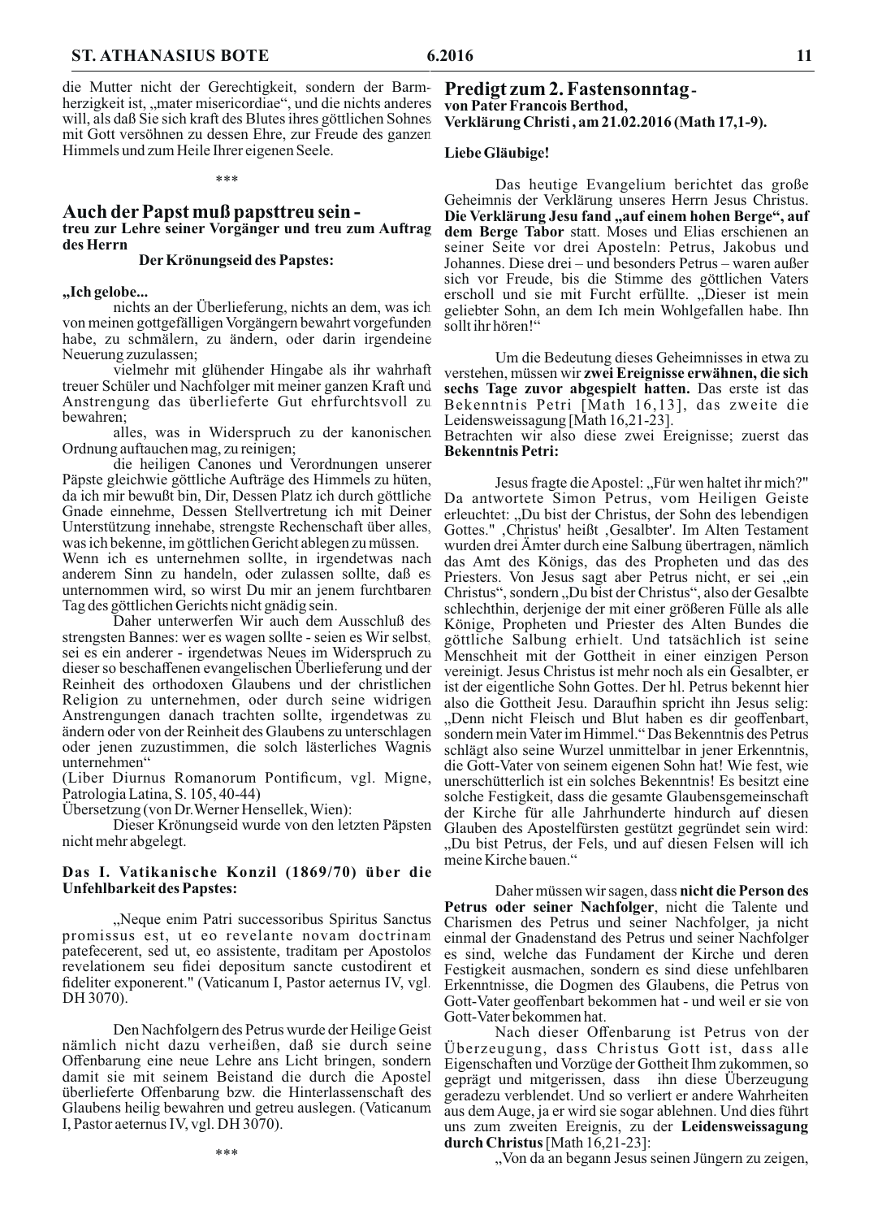die Mutter nicht der Gerechtigkeit, sondern der Barmherzigkeit ist, „mater misericordiae", und die nichts anderes will, als daß Sie sich kraft des Blutes ihres göttlichen Sohnes mit Gott versöhnen zu dessen Ehre, zur Freude des ganzen Himmels und zum Heile Ihrer eigenen Seele.

\*\*\*

## Auch der Papst muß papsttreu sein -

**treu zur Lehre seiner Vorgänger und treu zum Auftrag des Herrn**

**Der Krönungseid des Papstes:**

**„Ich gelobe...**

nichts an der Überlieferung, nichts an dem, was ich von meinen gottgefälligen Vorgängern bewahrt vorgefunden habe, zu schmälern, zu ändern, oder darin irgendeine Neuerung zuzulassen;

vielmehr mit glühender Hingabe als ihr wahrhaft treuer Schüler und Nachfolger mit meiner ganzen Kraft und Anstrengung das überlieferte Gut ehrfurchtsvoll zu bewahren;

alles, was in Widerspruch zu der kanonischen Ordnung auftauchen mag, zu reinigen;

die heiligen Canones und Verordnungen unserer Päpste gleichwie göttliche Aufträge des Himmels zu hüten, da ich mir bewußt bin, Dir, Dessen Platz ich durch göttliche Gnade einnehme, Dessen Stellvertretung ich mit Deiner Unterstützung innehabe, strengste Rechenschaft über alles, was ich bekenne, im göttlichen Gericht ablegen zu müssen.

Wenn ich es unternehmen sollte, in irgendetwas nach anderem Sinn zu handeln, oder zulassen sollte, daß es unternommen wird, so wirst Du mir an jenem furchtbaren Tag des göttlichen Gerichts nicht gnädig sein.

Daher unterwerfen Wir auch dem Ausschluß des strengsten Bannes: wer es wagen sollte - seien es Wir selbst, sei es ein anderer - irgendetwas Neues im Widerspruch zu dieser so beschaffenen evangelischen Überlieferung und der Reinheit des orthodoxen Glaubens und der christlichen Religion zu unternehmen, oder durch seine widrigen Anstrengungen danach trachten sollte, irgendetwas zu ändern oder von der Reinheit des Glaubens zu unterschlagen oder jenen zuzustimmen, die solch lästerliches Wagnis unternehmen"

(Liber Diurnus Romanorum Pontificum, vgl. Migne, Patrologia Latina, S. 105, 40-44)

Übersetzung (von Dr. Werner Hensellek, Wien):

Dieser Krönungseid wurde von den letzten Päpsten nicht mehr abgelegt.

**Das I. Vatikanische Konzil (1869/70) über die Unfehlbarkeit des Papstes:**

„Neque enim Patri successoribus Spiritus Sanctus promissus est, ut eo revelante novam doctrinam patefecerent, sed ut, eo assistente, traditam per Apostolos revelationem seu fidei depositum sancte custodirent et fideliter exponerent." (Vaticanum I, Pastor aeternus IV, vgl. DH 3070).

Den Nachfolgern des Petrus wurde der Heilige Geist nämlich nicht dazu verheißen, daß sie durch seine Offenbarung eine neue Lehre ans Licht bringen, sondern damit sie mit seinem Beistand die durch die Apostel überlieferte Offenbarung bzw. die Hinterlassenschaft des Glaubens heilig bewahren und getreu auslegen. (Vaticanum I, Pastor aeternus IV, vgl. DH 3070).

\*\*\*

## Predigt zum 2. Fastensonntag -

**von Pater Francois Berthod, Verklärung Christi, am 21.02.2016 (Math 17,1-9).**

**Liebe Gläubige!**

Das heutige Evangelium berichtet das große Geheimnis der Verklärung unseres Herrn Jesus Christus. **Die Verklärung Jesu fand „auf einem hohen Berge", auf dem Berge Tabor** statt. Moses und Elias erschienen an seiner Seite vor drei Aposteln: Petrus, Jakobus und Johannes. Diese drei – und besonders Petrus – waren außer sich vor Freude, bis die Stimme des göttlichen Vaters erscholl und sie mit Furcht erfüllte. „Dieser ist mein geliebter Sohn, an dem Ich mein Wohlgefallen habe. Ihn sollt ihr hören!"

Um die Bedeutung dieses Geheimnisses in etwa zu verstehen, müssen wir **zwei Ereignisse erwähnen, die sich sechs Tage zuvor abgespielt hatten.** Das erste ist das Bekenntnis Petri [Math 16,13], das zweite die Leidensweissagung [Math 16,21-23].

Betrachten wir also diese zwei Ereignisse; zuerst das **Bekenntnis Petri:**

Jesus fragte die Apostel: „Für wen haltet ihr mich?" Da antwortete Simon Petrus, vom Heiligen Geiste erleuchtet: „Du bist der Christus, der Sohn des lebendigen Gottes." ‚Christus' heißt ‚Gesalbter'. Im Alten Testament wurden drei Ämter durch eine Salbung übertragen, nämlich das Amt des Königs, das des Propheten und das des Priesters. Von Jesus sagt aber Petrus nicht, er sei „ein Christus", sondern „Du bist der Christus", also der Gesalbte schlechthin, derjenige der mit einer größeren Fülle als alle Könige, Propheten und Priester des Alten Bundes die göttliche Salbung erhielt. Und tatsächlich ist seine Menschheit mit der Gottheit in einer einzigen Person vereinigt. Jesus Christus ist mehr noch als ein Gesalbter, er ist der eigentliche Sohn Gottes. Der hl. Petrus bekennt hier also die Gottheit Jesu. Daraufhin spricht ihn Jesus selig: „Denn nicht Fleisch und Blut haben es dir geoffenbart, sondern mein Vater im Himmel." Das Bekenntnis des Petrus schlägt also seine Wurzel unmittelbar in jener Erkenntnis, die Gott-Vater von seinem eigenen Sohn hat! Wie fest, wie unerschütterlich ist ein solches Bekenntnis! Es besitzt eine solche Festigkeit, dass die gesamte Glaubensgemeinschaft der Kirche für alle Jahrhunderte hindurch auf diesen Glauben des Apostelfürsten gestützt gegründet sein wird: „Du bist Petrus, der Fels, und auf diesen Felsen will ich meine Kirche bauen."

Daher müssen wir sagen, dass **nicht die Person des Petrus oder seiner Nachfolger**, nicht die Talente und Charismen des Petrus und seiner Nachfolger, ja nicht einmal der Gnadenstand des Petrus und seiner Nachfolger es sind, welche das Fundament der Kirche und deren Festigkeit ausmachen, sondern es sind diese unfehlbaren Erkenntnisse, die Dogmen des Glaubens, die Petrus von Gott-Vater geoffenbart bekommen hat - und weil er sie von Gott-Vater bekommen hat.

Nach dieser Offenbarung ist Petrus von der Überzeugung, dass Christus Gott ist, dass alle Eigenschaften und Vorzüge der Gottheit Ihm zukommen, so geprägt und mitgerissen, dass ihn diese Überzeugung geradezu verblendet. Und so verliert er andere Wahrheiten aus dem Auge, ja er wird sie sogar ablehnen. Und dies führt uns zum zweiten Ereignis, zu der **Leidensweissagung durch Christus** [Math 16,21-23]:

„Von da an begann Jesus seinen Jüngern zu zeigen,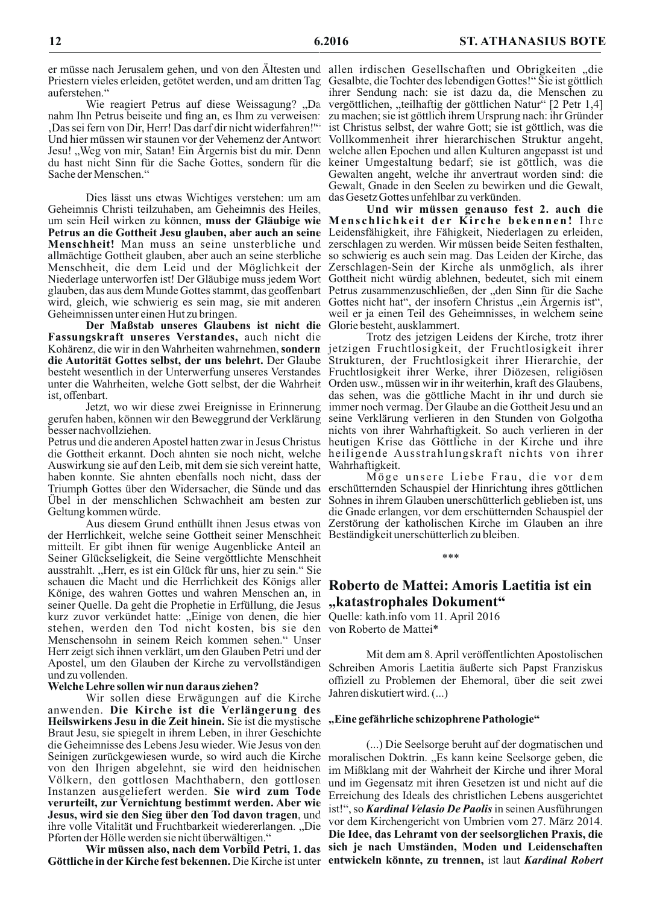er müsse nach Jerusalem gehen, und von den Ältesten und Priestern vieles erleiden, getötet werden, und am dritten Tag auferstehen."

Wie reagiert Petrus auf diese Weissagung? „Da nahm Ihn Petrus beiseite und fing an, es Ihm zu verweisen: ‚Das sei fern von Dir, Herr! Das darf dir nicht widerfahren!'" Und hier müssen wir staunen vor der Vehemenz der Antwort Jesu! „Weg von mir, Satan! Ein Ärgernis bist du mir. Denn du hast nicht Sinn für die Sache Gottes, sondern für die Sache der Menschen."

Dies lässt uns etwas Wichtiges verstehen: um am Geheimnis Christi teilzuhaben, am Geheimnis des Heiles, um sein Heil wirken zu können, **muss der Gläubige wie Petrus an die Gottheit Jesu glauben, aber auch an seine Menschheit!** Man muss an seine unsterbliche und allmächtige Gottheit glauben, aber auch an seine sterbliche Menschheit, die dem Leid und der Möglichkeit der Niederlage unterworfen ist! Der Gläubige muss jedem Wort glauben, das aus dem Munde Gottes stammt, das geoffenbart wird, gleich, wie schwierig es sein mag, sie mit anderen Geheimnissen unter einen Hut zu bringen.

**Der Maßstab unseres Glaubens ist nicht die Fassungskraft unseres Verstandes,** auch nicht die Kohärenz, die wir in den Wahrheiten wahrnehmen, **sondern die Autorität Gottes selbst, der uns belehrt.** Der Glaube besteht wesentlich in der Unterwerfung unseres Verstandes unter die Wahrheiten, welche Gott selbst, der die Wahrheit ist, offenbart.

Jetzt, wo wir diese zwei Ereignisse in Erinnerung gerufen haben, können wir den Beweggrund der Verklärung besser nachvollziehen.

Petrus und die anderen Apostel hatten zwar in Jesus Christus die Gottheit erkannt. Doch ahnten sie noch nicht, welche Auswirkung sie auf den Leib, mit dem sie sich vereint hatte, haben konnte. Sie ahnten ebenfalls noch nicht, dass der Triumph Gottes über den Widersacher, die Sünde und das Übel in der menschlichen Schwachheit am besten zur Geltung kommen würde.

Aus diesem Grund enthüllt ihnen Jesus etwas von der Herrlichkeit, welche seine Gottheit seiner Menschheit mitteilt. Er gibt ihnen für wenige Augenblicke Anteil an Seiner Glückseligkeit, die Seine vergöttlichte Menschheit ausstrahlt. „Herr, es ist ein Glück für uns, hier zu sein." Sie schauen die Macht und die Herrlichkeit des Königs aller Könige, des wahren Gottes und wahren Menschen an, in seiner Quelle. Da geht die Prophetie in Erfüllung, die Jesus kurz zuvor verkündet hatte: „Einige von denen, die hier stehen, werden den Tod nicht kosten, bis sie den Menschensohn in seinem Reich kommen sehen." Unser Herr zeigt sich ihnen verklärt, um den Glauben Petri und der Apostel, um den Glauben der Kirche zu vervollständigen und zu vollenden.

**Welche Lehre sollen wir nun daraus ziehen?**

Wir sollen diese Erwägungen auf die Kirche anwenden. **Die Kirche ist die Verlängerung des Heilswirkens Jesu in die Zeit hinein.** Sie ist die mystische Braut Jesu, sie spiegelt in ihrem Leben, in ihrer Geschichte die Geheimnisse des Lebens Jesu wieder. Wie Jesus von den Seinigen zurückgewiesen wurde, so wird auch die Kirche von den Ihrigen abgelehnt, sie wird den heidnischen Völkern, den gottlosen Machthabern, den gottlosen Instanzen ausgeliefert werden. **Sie wird zum Tode verurteilt, zur Vernichtung bestimmt werden. Aber wie Jesus, wird sie den Sieg über den Tod davon tragen,** und ihre volle Vitalität und Fruchtbarkeit wiedererlangen. „Die Pforten der Hölle werden sie nicht überwältigen."

**Wir müssen also, nach dem Vorbild Petri, 1. das Göttliche in der Kirche fest bekennen.** Die Kirche ist unter allen irdischen Gesellschaften und Obrigkeiten „die Gesalbte, die Tochter des lebendigen Gottes!" Sie ist göttlich ihrer Sendung nach: sie ist dazu da, die Menschen zu vergöttlichen, „teilhaftig der göttlichen Natur" [2 Petr 1,4] zu machen; sie ist göttlich ihrem Ursprung nach: ihr Gründer ist Christus selbst, der wahre Gott; sie ist göttlich, was die Vollkommenheit ihrer hierarchischen Struktur angeht, welche allen Epochen und allen Kulturen angepasst ist und keiner Umgestaltung bedarf; sie ist göttlich, was die Gewalten angeht, welche ihr anvertraut worden sind: die Gewalt, Gnade in den Seelen zu bewirken und die Gewalt, das Gesetz Gottes unfehlbar zu verkünden.

**Und wir müssen genauso fest 2. auch die Menschlichkeit der Kirche bekennen!** Ihre Leidensfähigkeit, ihre Fähigkeit, Niederlagen zu erleiden, zerschlagen zu werden. Wir müssen beide Seiten festhalten, so schwierig es auch sein mag. Das Leiden der Kirche, das Zerschlagen-Sein der Kirche als unmöglich, als ihrer Gottheit nicht würdig ablehnen, bedeutet, sich mit einem Petrus zusammenzuschließen, der „den Sinn für die Sache Gottes nicht hat", der insofern Christus „ein Ärgernis ist", weil er ja einen Teil des Geheimnisses, in welchem seine Glorie besteht, ausklammert.

Trotz des jetzigen Leidens der Kirche, trotz ihrer jetzigen Fruchtlosigkeit, der Fruchtlosigkeit ihrer Strukturen, der Fruchtlosigkeit ihrer Hierarchie, der Fruchtlosigkeit ihrer Werke, ihrer Diözesen, religiösen Orden usw., müssen wir in ihr weiterhin, kraft des Glaubens, das sehen, was die göttliche Macht in ihr und durch sie immer noch vermag. Der Glaube an die Gottheit Jesu und an seine Verklärung verlieren in den Stunden von Golgotha nichts von ihrer Wahrhaftigkeit. So auch verlieren in der heutigen Krise das Göttliche in der Kirche und ihre heiligende Ausstrahlungskraft nichts von ihrer Wahrhaftigkeit.

Möge unsere Liebe Frau, die vor dem erschütternden Schauspiel der Hinrichtung ihres göttlichen Sohnes in ihrem Glauben unerschütterlich geblieben ist, uns die Gnade erlangen, vor dem erschütternden Schauspiel der Zerstörung der katholischen Kirche im Glauben an ihre Beständigkeit unerschütterlich zu bleiben.

\*\*\*

## Roberto de Mattei: Amoris Laetitia ist ein „katastrophales Dokument"

Quelle: kath.info vom 11. April 2016
von Roberto de Mattei*

Mit dem am 8. April veröffentlichten Apostolischen Schreiben Amoris Laetitia äußerte sich Papst Franziskus offiziell zu Problemen der Ehemoral, über die seit zwei Jahren diskutiert wird. (...)

**„Eine gefährliche schizophrene Pathologie"**

(...) Die Seelsorge beruht auf der dogmatischen und moralischen Doktrin. „Es kann keine Seelsorge geben, die im Mißklang mit der Wahrheit der Kirche und ihrer Moral und im Gegensatz mit ihren Gesetzen ist und nicht auf die Erreichung des Ideals des christlichen Lebens ausgerichtet ist!", so ***Kardinal Velasio De Paolis*** in seinen Ausführungen vor dem Kirchengericht von Umbrien vom 27. März 2014. **Die Idee, das Lehramt von der seelsorglichen Praxis, die sich je nach Umständen, Moden und Leidenschaften entwickeln könnte, zu trennen,** ist laut ***Kardinal Robert***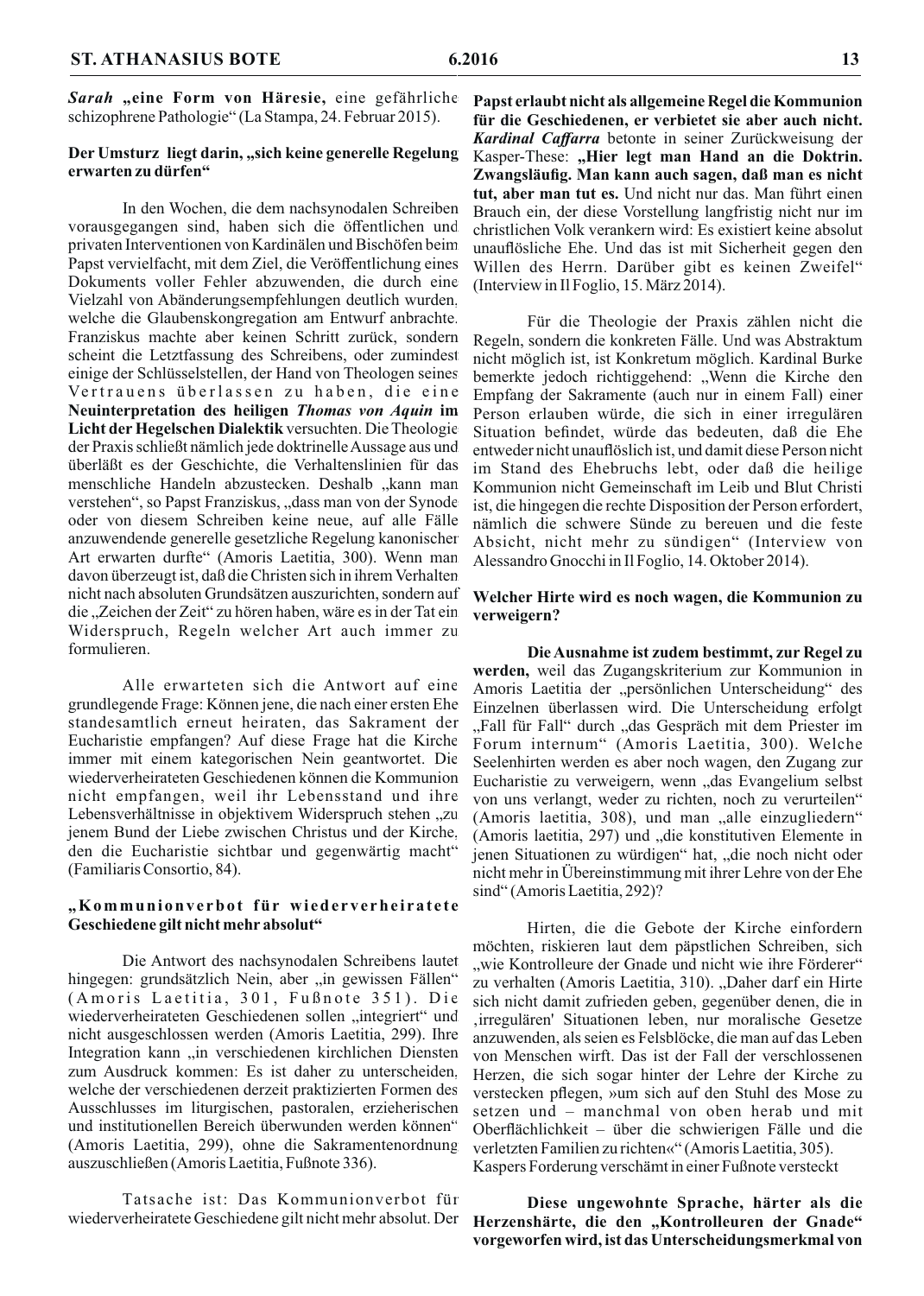*Sarah* **„eine Form von Häresie,** eine gefährliche schizophrene Pathologie" (La Stampa, 24. Februar 2015).

### Der Umsturz liegt darin, „sich keine generelle Regelung erwarten zu dürfen"

In den Wochen, die dem nachsynodalen Schreiben vorausgegangen sind, haben sich die öffentlichen und privaten Interventionen von Kardinälen und Bischöfen beim Papst vervielfacht, mit dem Ziel, die Veröffentlichung eines Dokuments voller Fehler abzuwenden, die durch eine Vielzahl von Abänderungsempfehlungen deutlich wurden, welche die Glaubenskongregation am Entwurf anbrachte. Franziskus machte aber keinen Schritt zurück, sondern scheint die Letztfassung des Schreibens, oder zumindest einige der Schlüsselstellen, der Hand von Theologen seines Vertrauens überlassen zu haben, die eine **Neuinterpretation des heiligen *Thomas von Aquin* im Licht der Hegelschen Dialektik** versuchten. Die Theologie der Praxis schließt nämlich jede doktrinelle Aussage aus und überläßt es der Geschichte, die Verhaltenslinien für das menschliche Handeln abzustecken. Deshalb „kann man verstehen", so Papst Franziskus, „dass man von der Synode oder von diesem Schreiben keine neue, auf alle Fälle anzuwendende generelle gesetzliche Regelung kanonischer Art erwarten durfte" (Amoris Laetitia, 300). Wenn man davon überzeugt ist, daß die Christen sich in ihrem Verhalten nicht nach absoluten Grundsätzen auszurichten, sondern auf die „Zeichen der Zeit" zu hören haben, wäre es in der Tat ein Widerspruch, Regeln welcher Art auch immer zu formulieren.

Alle erwarteten sich die Antwort auf eine grundlegende Frage: Können jene, die nach einer ersten Ehe standesamtlich erneut heiraten, das Sakrament der Eucharistie empfangen? Auf diese Frage hat die Kirche immer mit einem kategorischen Nein geantwortet. Die wiederverheirateten Geschiedenen können die Kommunion nicht empfangen, weil ihr Lebensstand und ihre Lebensverhältnisse in objektivem Widerspruch stehen „zu jenem Bund der Liebe zwischen Christus und der Kirche, den die Eucharistie sichtbar und gegenwärtig macht" (Familiaris Consortio, 84).

### „Kommunionverbot für wiederverheiratete Geschiedene gilt nicht mehr absolut"

Die Antwort des nachsynodalen Schreibens lautet hingegen: grundsätzlich Nein, aber „in gewissen Fällen" (Amoris Laetitia, 301, Fußnote 351). Die wiederverheirateten Geschiedenen sollen „integriert" und nicht ausgeschlossen werden (Amoris Laetitia, 299). Ihre Integration kann „in verschiedenen kirchlichen Diensten zum Ausdruck kommen: Es ist daher zu unterscheiden, welche der verschiedenen derzeit praktizierten Formen des Ausschlusses im liturgischen, pastoralen, erzieherischen und institutionellen Bereich überwunden werden können" (Amoris Laetitia, 299), ohne die Sakramentenordnung auszuschließen (Amoris Laetitia, Fußnote 336).

Tatsache ist: Das Kommunionverbot für wiederverheiratete Geschiedene gilt nicht mehr absolut. Der **Papst erlaubt nicht als allgemeine Regel die Kommunion für die Geschiedenen, er verbietet sie aber auch nicht.** ***Kardinal Caffarra*** betonte in seiner Zurückweisung der Kasper-These: **„Hier legt man Hand an die Doktrin. Zwangsläufig. Man kann auch sagen, daß man es nicht tut, aber man tut es.** Und nicht nur das. Man führt einen Brauch ein, der diese Vorstellung langfristig nicht nur im christlichen Volk verankern wird: Es existiert keine absolut unauflösliche Ehe. Und das ist mit Sicherheit gegen den Willen des Herrn. Darüber gibt es keinen Zweifel" (Interview in Il Foglio, 15. März 2014).

Für die Theologie der Praxis zählen nicht die Regeln, sondern die konkreten Fälle. Und was Abstraktum nicht möglich ist, ist Konkretum möglich. Kardinal Burke bemerkte jedoch richtiggehend: „Wenn die Kirche den Empfang der Sakramente (auch nur in einem Fall) einer Person erlauben würde, die sich in einer irregulären Situation befindet, würde das bedeuten, daß die Ehe entweder nicht unauflöslich ist, und damit diese Person nicht im Stand des Ehebruchs lebt, oder daß die heilige Kommunion nicht Gemeinschaft im Leib und Blut Christi ist, die hingegen die rechte Disposition der Person erfordert, nämlich die schwere Sünde zu bereuen und die feste Absicht, nicht mehr zu sündigen" (Interview von Alessandro Gnocchi in Il Foglio, 14. Oktober 2014).

### Welcher Hirte wird es noch wagen, die Kommunion zu verweigern?

**Die Ausnahme ist zudem bestimmt, zur Regel zu werden,** weil das Zugangskriterium zur Kommunion in Amoris Laetitia der „persönlichen Unterscheidung" des Einzelnen überlassen wird. Die Unterscheidung erfolgt „Fall für Fall" durch „das Gespräch mit dem Priester im Forum internum" (Amoris Laetitia, 300). Welche Seelenhirten werden es aber noch wagen, den Zugang zur Eucharistie zu verweigern, wenn „das Evangelium selbst von uns verlangt, weder zu richten, noch zu verurteilen" (Amoris laetitia, 308), und man „alle einzugliedern" (Amoris laetitia, 297) und „die konstitutiven Elemente in jenen Situationen zu würdigen" hat, „die noch nicht oder nicht mehr in Übereinstimmung mit ihrer Lehre von der Ehe sind" (Amoris Laetitia, 292)?

Hirten, die die Gebote der Kirche einfordern möchten, riskieren laut dem päpstlichen Schreiben, sich „wie Kontrolleure der Gnade und nicht wie ihre Förderer" zu verhalten (Amoris Laetitia, 310). „Daher darf ein Hirte sich nicht damit zufrieden geben, gegenüber denen, die in ‚irregulären' Situationen leben, nur moralische Gesetze anzuwenden, als seien es Felsblöcke, die man auf das Leben von Menschen wirft. Das ist der Fall der verschlossenen Herzen, die sich sogar hinter der Lehre der Kirche zu verstecken pflegen, »um sich auf den Stuhl des Mose zu setzen und – manchmal von oben herab und mit Oberflächlichkeit – über die schwierigen Fälle und die verletzten Familien zu richten«" (Amoris Laetitia, 305).

Kaspers Forderung verschämt in einer Fußnote versteckt

**Diese ungewohnte Sprache, härter als die Herzenshärte, die den „Kontrolleuren der Gnade" vorgeworfen wird, ist das Unterscheidungsmerkmal von**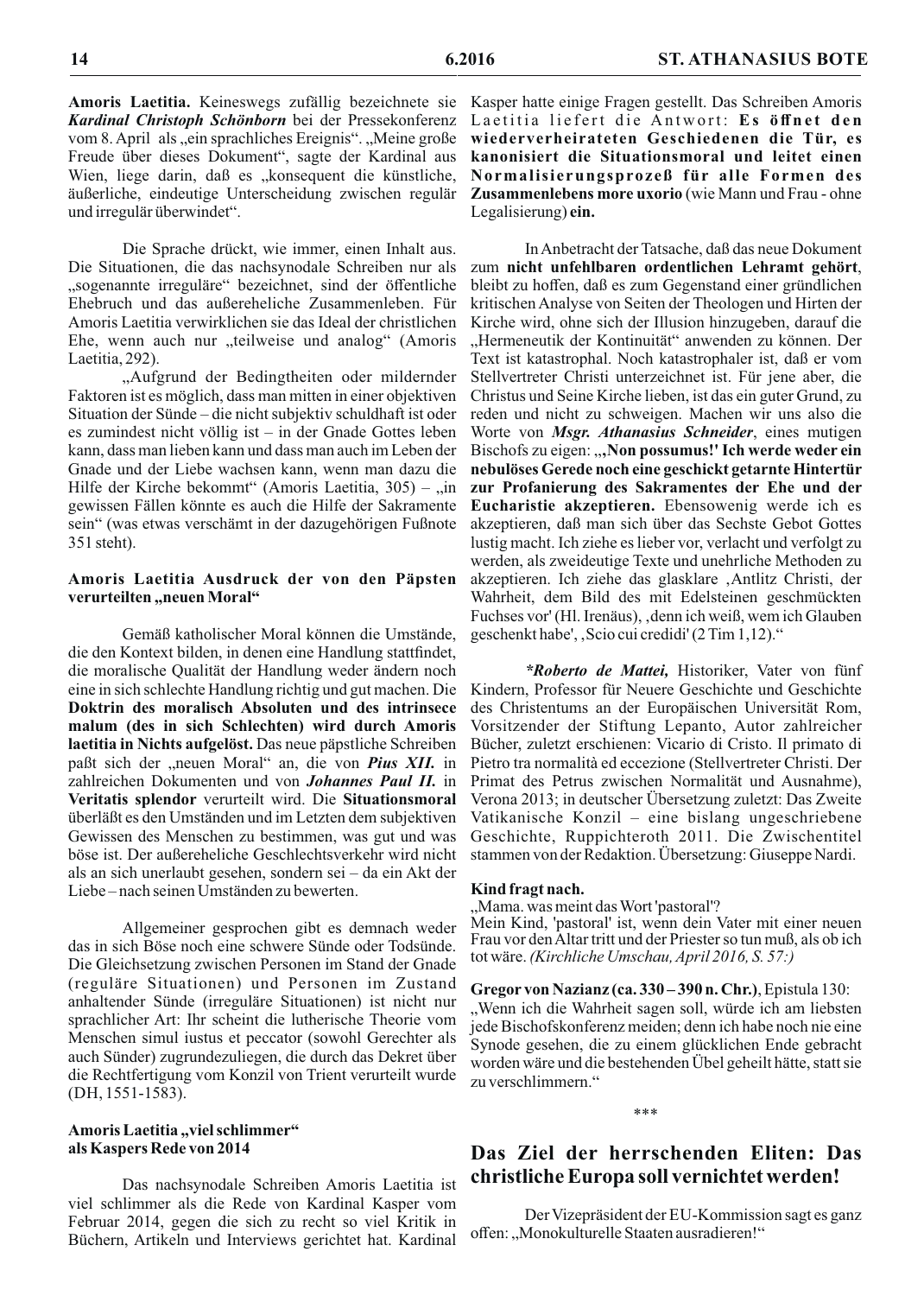**Amoris Laetitia.** Keineswegs zufällig bezeichnete sie ***Kardinal Christoph Schönborn*** bei der Pressekonferenz vom 8. April als „ein sprachliches Ereignis". „Meine große Freude über dieses Dokument", sagte der Kardinal aus Wien, liege darin, daß es „konsequent die künstliche, äußerliche, eindeutige Unterscheidung zwischen regulär und irregulär überwindet".

Die Sprache drückt, wie immer, einen Inhalt aus. Die Situationen, die das nachsynodale Schreiben nur als „sogenannte irreguläre" bezeichnet, sind der öffentliche Ehebruch und das außereheliche Zusammenleben. Für Amoris Laetitia verwirklichen sie das Ideal der christlichen Ehe, wenn auch nur „teilweise und analog" (Amoris Laetitia, 292).

„Aufgrund der Bedingtheiten oder mildernder Faktoren ist es möglich, dass man mitten in einer objektiven Situation der Sünde – die nicht subjektiv schuldhaft ist oder es zumindest nicht völlig ist – in der Gnade Gottes leben kann, dass man lieben kann und dass man auch im Leben der Gnade und der Liebe wachsen kann, wenn man dazu die Hilfe der Kirche bekommt" (Amoris Laetitia, 305) – „in gewissen Fällen könnte es auch die Hilfe der Sakramente sein" (was etwas verschämt in der dazugehörigen Fußnote 351 steht).

### Amoris Laetitia Ausdruck der von den Päpsten verurteilten „neuen Moral"

Gemäß katholischer Moral können die Umstände, die den Kontext bilden, in denen eine Handlung stattfindet, die moralische Qualität der Handlung weder ändern noch eine in sich schlechte Handlung richtig und gut machen. Die **Doktrin des moralisch Absoluten und des intrinsece malum (des in sich Schlechten) wird durch Amoris laetitia in Nichts aufgelöst.** Das neue päpstliche Schreiben paßt sich der „neuen Moral" an, die von ***Pius XII.*** in zahlreichen Dokumenten und von ***Johannes Paul II.*** in **Veritatis splendor** verurteilt wird. Die **Situationsmoral** überläßt es den Umständen und im Letzten dem subjektiven Gewissen des Menschen zu bestimmen, was gut und was böse ist. Der außereheliche Geschlechtsverkehr wird nicht als an sich unerlaubt gesehen, sondern sei – da ein Akt der Liebe – nach seinen Umständen zu bewerten.

Allgemeiner gesprochen gibt es demnach weder das in sich Böse noch eine schwere Sünde oder Todsünde. Die Gleichsetzung zwischen Personen im Stand der Gnade (reguläre Situationen) und Personen im Zustand anhaltender Sünde (irreguläre Situationen) ist nicht nur sprachlicher Art: Ihr scheint die lutherische Theorie vom Menschen simul iustus et peccator (sowohl Gerechter als auch Sünder) zugrundezuliegen, die durch das Dekret über die Rechtfertigung vom Konzil von Trient verurteilt wurde (DH, 1551-1583).

### Amoris Laetitia „viel schlimmer" als Kaspers Rede von 2014

Das nachsynodale Schreiben Amoris Laetitia ist viel schlimmer als die Rede von Kardinal Kasper vom Februar 2014, gegen die sich zu recht so viel Kritik in Büchern, Artikeln und Interviews gerichtet hat. Kardinal Kasper hatte einige Fragen gestellt. Das Schreiben Amoris Laetitia liefert die Antwort: **Es öffnet den wiederverheirateten Geschiedenen die Tür, es kanonisiert die Situationsmoral und leitet einen Normalisierungsprozeß für alle Formen des Zusammenlebens more uxorio** (wie Mann und Frau - ohne Legalisierung) **ein.**

In Anbetracht der Tatsache, daß das neue Dokument zum **nicht unfehlbaren ordentlichen Lehramt gehört**, bleibt zu hoffen, daß es zum Gegenstand einer gründlichen kritischen Analyse von Seiten der Theologen und Hirten der Kirche wird, ohne sich der Illusion hinzugeben, darauf die „Hermeneutik der Kontinuität" anwenden zu können. Der Text ist katastrophal. Noch katastrophaler ist, daß er vom Stellvertreter Christi unterzeichnet ist. Für jene aber, die Christus und Seine Kirche lieben, ist das ein guter Grund, zu reden und nicht zu schweigen. Machen wir uns also die Worte von ***Msgr. Athanasius Schneider***, eines mutigen Bischofs zu eigen: „**‚Non possumus!' Ich werde weder ein nebulöses Gerede noch eine geschickt getarnte Hintertür zur Profanierung des Sakramentes der Ehe und der Eucharistie akzeptieren.** Ebensowenig werde ich es akzeptieren, daß man sich über das Sechste Gebot Gottes lustig macht. Ich ziehe es lieber vor, verlacht und verfolgt zu werden, als zweideutige Texte und unehrliche Methoden zu akzeptieren. Ich ziehe das glasklare ‚Antlitz Christi, der Wahrheit, dem Bild des mit Edelsteinen geschmückten Fuchses vor' (Hl. Irenäus), ‚denn ich weiß, wem ich Glauben geschenkt habe', ‚Scio cui credidi' (2 Tim 1,12)."

****Roberto de Mattei,*** Historiker, Vater von fünf Kindern, Professor für Neuere Geschichte und Geschichte des Christentums an der Europäischen Universität Rom, Vorsitzender der Stiftung Lepanto, Autor zahlreicher Bücher, zuletzt erschienen: Vicario di Cristo. Il primato di Pietro tra normalità ed eccezione (Stellvertreter Christi. Der Primat des Petrus zwischen Normalität und Ausnahme), Verona 2013; in deutscher Übersetzung zuletzt: Das Zweite Vatikanische Konzil – eine bislang ungeschriebene Geschichte, Ruppichteroth 2011. Die Zwischentitel stammen von der Redaktion. Übersetzung: Giuseppe Nardi.

**Kind fragt nach.**
„Mama. was meint das Wort 'pastoral'?
Mein Kind, 'pastoral' ist, wenn dein Vater mit einer neuen Frau vor den Altar tritt und der Priester so tun muß, als ob ich tot wäre. *(Kirchliche Umschau, April 2016, S. 57:)*

**Gregor von Nazianz (ca. 330 – 390 n. Chr.)**, Epistula 130: „Wenn ich die Wahrheit sagen soll, würde ich am liebsten jede Bischofskonferenz meiden; denn ich habe noch nie eine Synode gesehen, die zu einem glücklichen Ende gebracht worden wäre und die bestehenden Übel geheilt hätte, statt sie zu verschlimmern."

\*\*\*

## Das Ziel der herrschenden Eliten: Das christliche Europa soll vernichtet werden!

Der Vizepräsident der EU-Kommission sagt es ganz offen: „Monokulturelle Staaten ausradieren!"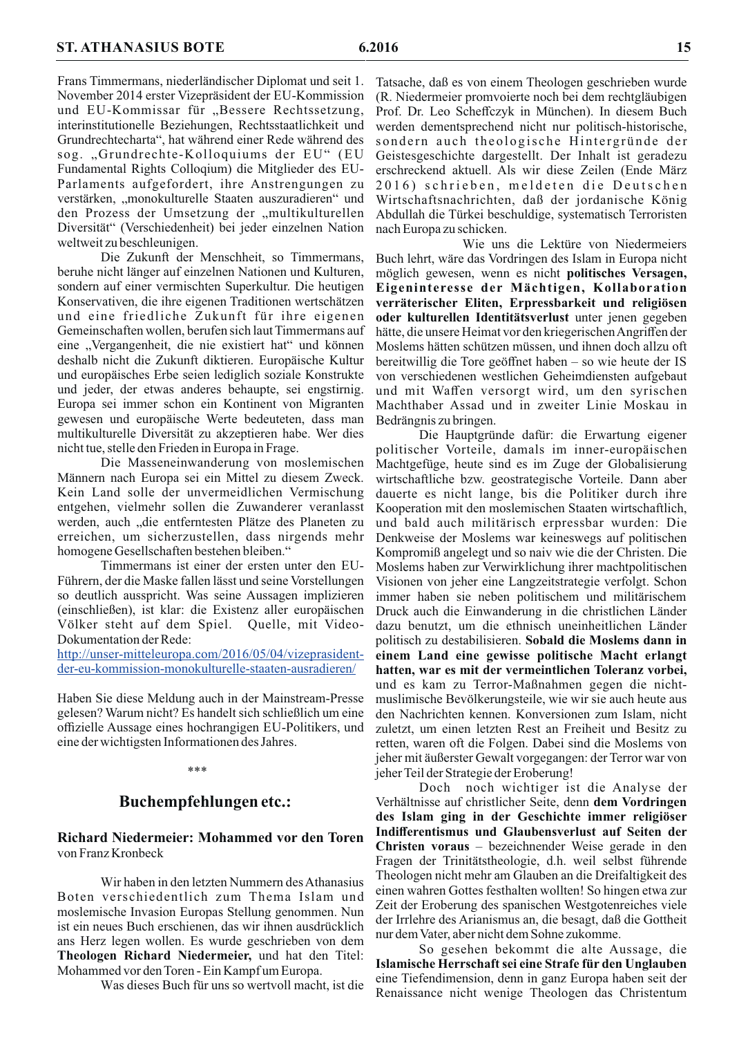Frans Timmermans, niederländischer Diplomat und seit 1. November 2014 erster Vizepräsident der EU-Kommission und EU-Kommissar für „Bessere Rechtssetzung, interinstitutionelle Beziehungen, Rechtsstaatlichkeit und Grundrechtecharta", hat während einer Rede während des sog. „Grundrechte-Kolloquiums der EU" (EU Fundamental Rights Colloqium) die Mitglieder des EU-Parlaments aufgefordert, ihre Anstrengungen zu verstärken, „monokulturelle Staaten auszuradieren" und den Prozess der Umsetzung der „multikulturellen Diversität" (Verschiedenheit) bei jeder einzelnen Nation weltweit zu beschleunigen.

Die Zukunft der Menschheit, so Timmermans, beruhe nicht länger auf einzelnen Nationen und Kulturen, sondern auf einer vermischten Superkultur. Die heutigen Konservativen, die ihre eigenen Traditionen wertschätzen und eine friedliche Zukunft für ihre eigenen Gemeinschaften wollen, berufen sich laut Timmermans auf eine „Vergangenheit, die nie existiert hat" und können deshalb nicht die Zukunft diktieren. Europäische Kultur und europäisches Erbe seien lediglich soziale Konstrukte und jeder, der etwas anderes behaupte, sei engstirnig. Europa sei immer schon ein Kontinent von Migranten gewesen und europäische Werte bedeuteten, dass man multikulturelle Diversität zu akzeptieren habe. Wer dies nicht tue, stelle den Frieden in Europa in Frage.

Die Masseneinwanderung von moslemischen Männern nach Europa sei ein Mittel zu diesem Zweck. Kein Land solle der unvermeidlichen Vermischung entgehen, vielmehr sollen die Zuwanderer veranlasst werden, auch „die entferntesten Plätze des Planeten zu erreichen, um sicherzustellen, dass nirgends mehr homogene Gesellschaften bestehen bleiben."

Timmermans ist einer der ersten unter den EU-Führern, der die Maske fallen lässt und seine Vorstellungen so deutlich ausspricht. Was seine Aussagen implizieren (einschließen), ist klar: die Existenz aller europäischen Völker steht auf dem Spiel. Quelle, mit Video-Dokumentation der Rede:
http://unser-mitteleuropa.com/2016/05/04/vizepraesident-der-eu-kommission-monokulturelle-staaten-ausradieren/

Haben Sie diese Meldung auch in der Mainstream-Presse gelesen? Warum nicht? Es handelt sich schließlich um eine offizielle Aussage eines hochrangigen EU-Politikers, und eine der wichtigsten Informationen des Jahres.

\*\*\*

## Buchempfehlungen etc.:

### Richard Niedermeier: Mohammed vor den Toren

von Franz Kronbeck

Wir haben in den letzten Nummern des Athanasius Boten verschiedentlich zum Thema Islam und moslemische Invasion Europas Stellung genommen. Nun ist ein neues Buch erschienen, das wir ihnen ausdrücklich ans Herz legen wollen. Es wurde geschrieben von dem **Theologen Richard Niedermeier,** und hat den Titel: Mohammed vor den Toren - Ein Kampf um Europa.

Was dieses Buch für uns so wertvoll macht, ist die Tatsache, daß es von einem Theologen geschrieben wurde (R. Niedermeier promvoierte noch bei dem rechtgläubigen Prof. Dr. Leo Scheffczyk in München). In diesem Buch werden dementsprechend nicht nur politisch-historische, sondern auch theologische Hintergründe der Geistesgeschichte dargestellt. Der Inhalt ist geradezu erschreckend aktuell. Als wir diese Zeilen (Ende März 2016) schrieben, meldeten die Deutschen Wirtschaftsnachrichten, daß der jordanische König Abdullah die Türkei beschuldige, systematisch Terroristen nach Europa zu schicken.

Wie uns die Lektüre von Niedermeiers Buch lehrt, wäre das Vordringen des Islam in Europa nicht möglich gewesen, wenn es nicht **politisches Versagen, Eigeninteresse der Mächtigen, Kollaboration verräterischer Eliten, Erpressbarkeit und religiösen oder kulturellen Identitätsverlust** unter jenen gegeben hätte, die unsere Heimat vor den kriegerischen Angriffen der Moslems hätten schützen müssen, und ihnen doch allzu oft bereitwillig die Tore geöffnet haben – so wie heute der IS von verschiedenen westlichen Geheimdiensten aufgebaut und mit Waffen versorgt wird, um den syrischen Machthaber Assad und in zweiter Linie Moskau in Bedrängnis zu bringen.

Die Hauptgründe dafür: die Erwartung eigener politischer Vorteile, damals im inner-europäischen Machtgefüge, heute sind es im Zuge der Globalisierung wirtschaftliche bzw. geostrategische Vorteile. Dann aber dauerte es nicht lange, bis die Politiker durch ihre Kooperation mit den moslemischen Staaten wirtschaftlich, und bald auch militärisch erpressbar wurden: Die Denkweise der Moslems war keineswegs auf politischen Kompromiß angelegt und so naiv wie die der Christen. Die Moslems haben zur Verwirklichung ihrer machtpolitischen Visionen von jeher eine Langzeitstrategie verfolgt. Schon immer haben sie neben politischem und militärischem Druck auch die Einwanderung in die christlichen Länder dazu benutzt, um die ethnisch uneinheitlichen Länder politisch zu destabilisieren. **Sobald die Moslems dann in einem Land eine gewisse politische Macht erlangt hatten, war es mit der vermeintlichen Toleranz vorbei,** und es kam zu Terror-Maßnahmen gegen die nicht-muslimische Bevölkerungsteile, wie wir sie auch heute aus den Nachrichten kennen. Konversionen zum Islam, nicht zuletzt, um einen letzten Rest an Freiheit und Besitz zu retten, waren oft die Folgen. Dabei sind die Moslems von jeher mit äußerster Gewalt vorgegangen: der Terror war von jeher Teil der Strategie der Eroberung!

Doch noch wichtiger ist die Analyse der Verhältnisse auf christlicher Seite, denn **dem Vordringen des Islam ging in der Geschichte immer religiöser Indifferentismus und Glaubensverlust auf Seiten der Christen voraus** – bezeichnender Weise gerade in den Fragen der Trinitätstheologie, d.h. weil selbst führende Theologen nicht mehr am Glauben an die Dreifaltigkeit des einen wahren Gottes festhalten wollten! So hingen etwa zur Zeit der Eroberung des spanischen Westgotenreiches viele der Irrlehre des Arianismus an, die besagt, daß die Gottheit nur dem Vater, aber nicht dem Sohne zukomme.

So gesehen bekommt die alte Aussage, die **Islamische Herrschaft sei eine Strafe für den Unglauben** eine Tiefendimension, denn in ganz Europa haben seit der Renaissance nicht wenige Theologen das Christentum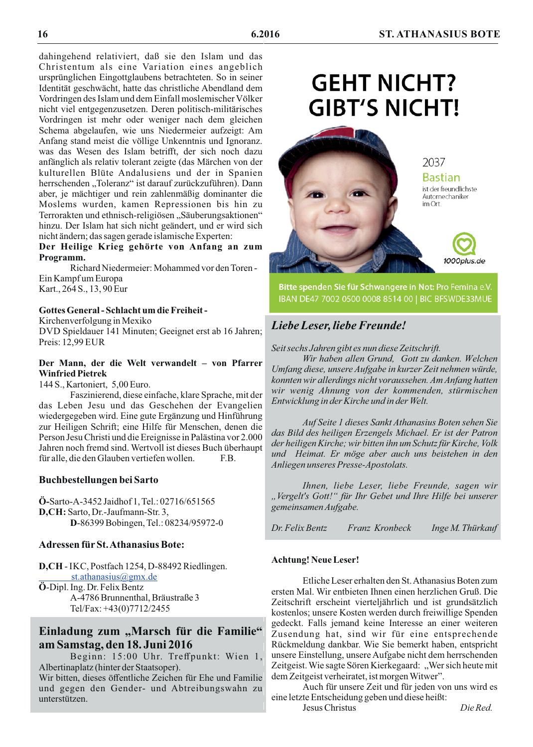dahingehend relativiert, daß sie den Islam und das Christentum als eine Variation eines angeblich ursprünglichen Eingottglaubens betrachteten. So in seiner Identität geschwächt, hatte das christliche Abendland dem Vordringen des Islam und dem Einfall moslemischer Völker nicht viel entgegenzusetzen. Deren politisch-militärisches Vordringen ist mehr oder weniger nach dem gleichen Schema abgelaufen, wie uns Niedermeier aufzeigt: Am Anfang stand meist die völlige Unkenntnis und Ignoranz. was das Wesen des Islam betrifft, der sich noch dazu anfänglich als relativ tolerant zeigte (das Märchen von der kulturellen Blüte Andalusiens und der in Spanien herrschenden „Toleranz" ist darauf zurückzuführen). Dann aber, je mächtiger und rein zahlenmäßig dominanter die Moslems wurden, kamen Repressionen bis hin zu Terrorakten und ethnisch-religiösen „Säuberungsaktionen" hinzu. Der Islam hat sich nicht geändert, und er wird sich nicht ändern; das sagen gerade islamische Experten:

**Der Heilige Krieg gehörte von Anfang an zum Programm.**

Richard Niedermeier: Mohammed vor den Toren - Ein Kampf um Europa
Kart., 264 S., 13, 90 Eur

**Gottes General - Schlacht um die Freiheit -**
Kirchenverfolgung in Mexiko
DVD Spieldauer 141 Minuten; Geeignet erst ab 16 Jahren; Preis: 12,99 EUR

**Der Mann, der die Welt verwandelt – von Pfarrer Winfried Pietrek**
144 S., Kartoniert, 5,00 Euro.

Faszinierend, diese einfache, klare Sprache, mit der das Leben Jesu und das Geschehen der Evangelien wiedergegeben wird. Eine gute Ergänzung und Hinführung zur Heiligen Schrift; eine Hilfe für Menschen, denen die Person Jesu Christi und die Ereignisse in Palästina vor 2.000 Jahren noch fremd sind. Wertvoll ist dieses Buch überhaupt für alle, die den Glauben vertiefen wollen. F.B.

**Buchbestellungen bei Sarto**

**Ö**-Sarto-A-3452 Jaidhof 1, Tel.: 02716/651565
**D,CH:** Sarto, Dr.-Jaufmann-Str. 3,
**D**-86399 Bobingen, Tel.: 08234/95972-0

**Adressen für St. Athanasius Bote:**

**D,CH** - IKC, Postfach 1254, D-88492 Riedlingen.
st.athanasius@gmx.de
**Ö**-Dipl. Ing. Dr. Felix Bentz
A-4786 Brunnenthal, Bräustraße 3
Tel/Fax: +43(0)7712/2455

## Einladung zum „Marsch für die Familie" am Samstag, den 18. Juni 2016

Beginn: 15:00 Uhr. Treffpunkt: Wien 1, Albertinaplatz (hinter der Staatsoper).
Wir bitten, dieses öffentliche Zeichen für Ehe und Familie und gegen den Gender- und Abtreibungswahn zu unterstützen.

GEHT NICHT?
GIBT'S NICHT!

2037
Bastian
ist der freundlichste Automechaniker im Ort.

1000plus.de

Bitte spenden Sie für Schwangere in Not: Pro Femina e.V.
IBAN DE47 7002 0500 0008 8514 00 | BIC BFSWDE33MUE

## *Liebe Leser, liebe Freunde!*

*Seit sechs Jahren gibt es nun diese Zeitschrift.*

*Wir haben allen Grund, Gott zu danken. Welchen Umfang diese, unsere Aufgabe in kurzer Zeit nehmen würde, konnten wir allerdings nicht voraussehen. Am Anfang hatten wir wenig Ahnung von der kommenden, stürmischen Entwicklung in der Kirche und in der Welt.*

*Auf Seite 1 dieses Sankt Athanasius Boten sehen Sie das Bild des heiligen Erzengels Michael. Er ist der Patron der heiligen Kirche; wir bitten ihn um Schutz für Kirche, Volk und Heimat. Er möge aber auch uns beistehen in den Anliegen unseres Presse-Apostolats.*

*Ihnen, liebe Leser, liebe Freunde, sagen wir „Vergelt's Gott!" für Ihr Gebet und Ihre Hilfe bei unserer gemeinsamen Aufgabe.*

*Dr. Felix Bentz — Franz Kronbeck — Inge M. Thürkauf*

**Achtung! Neue Leser!**

Etliche Leser erhalten den St. Athanasius Boten zum ersten Mal. Wir entbieten Ihnen einen herzlichen Gruß. Die Zeitschrift erscheint vierteljährlich und ist grundsätzlich kostenlos; unsere Kosten werden durch freiwillige Spenden gedeckt. Falls jemand keine Interesse an einer weiteren Zusendung hat, sind wir für eine entsprechende Rückmeldung dankbar. Wie Sie bemerkt haben, entspricht unsere Einstellung, unsere Aufgabe nicht dem herrschenden Zeitgeist. Wie sagte Sören Kierkegaard: „Wer sich heute mit dem Zeitgeist verheiratet, ist morgen Witwer".

Auch für unsere Zeit und für jeden von uns wird es eine letzte Entscheidung geben und diese heißt:
Jesus Christus *Die Red.*